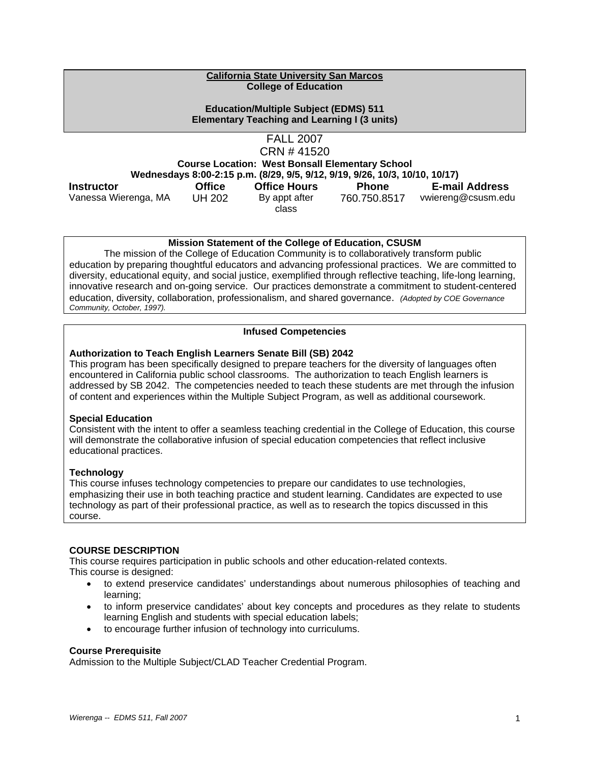**California State University San Marcos**
**College of Education**

**Education/Multiple Subject (EDMS) 511**
**Elementary Teaching and Learning I (3 units)**

FALL 2007
CRN # 41520
**Course Location: West Bonsall Elementary School**
**Wednesdays 8:00-2:15 p.m. (8/29, 9/5, 9/12, 9/19, 9/26, 10/3, 10/10, 10/17)**

| Instructor | Office | Office Hours | Phone | E-mail Address |
|---|---|---|---|---|
| Vanessa Wierenga, MA | UH 202 | By appt after class | 760.750.8517 | vwiereng@csusm.edu |

**Mission Statement of the College of Education, CSUSM**

The mission of the College of Education Community is to collaboratively transform public education by preparing thoughtful educators and advancing professional practices. We are committed to diversity, educational equity, and social justice, exemplified through reflective teaching, life-long learning, innovative research and on-going service. Our practices demonstrate a commitment to student-centered education, diversity, collaboration, professionalism, and shared governance. *(Adopted by COE Governance Community, October, 1997).*

**Infused Competencies**

**Authorization to Teach English Learners Senate Bill (SB) 2042**
This program has been specifically designed to prepare teachers for the diversity of languages often encountered in California public school classrooms. The authorization to teach English learners is addressed by SB 2042. The competencies needed to teach these students are met through the infusion of content and experiences within the Multiple Subject Program, as well as additional coursework.

**Special Education**
Consistent with the intent to offer a seamless teaching credential in the College of Education, this course will demonstrate the collaborative infusion of special education competencies that reflect inclusive educational practices.

**Technology**
This course infuses technology competencies to prepare our candidates to use technologies, emphasizing their use in both teaching practice and student learning. Candidates are expected to use technology as part of their professional practice, as well as to research the topics discussed in this course.

**COURSE DESCRIPTION**
This course requires participation in public schools and other education-related contexts.
This course is designed:

- to extend preservice candidates' understandings about numerous philosophies of teaching and learning;
- to inform preservice candidates' about key concepts and procedures as they relate to students learning English and students with special education labels;
- to encourage further infusion of technology into curriculums.

**Course Prerequisite**
Admission to the Multiple Subject/CLAD Teacher Credential Program.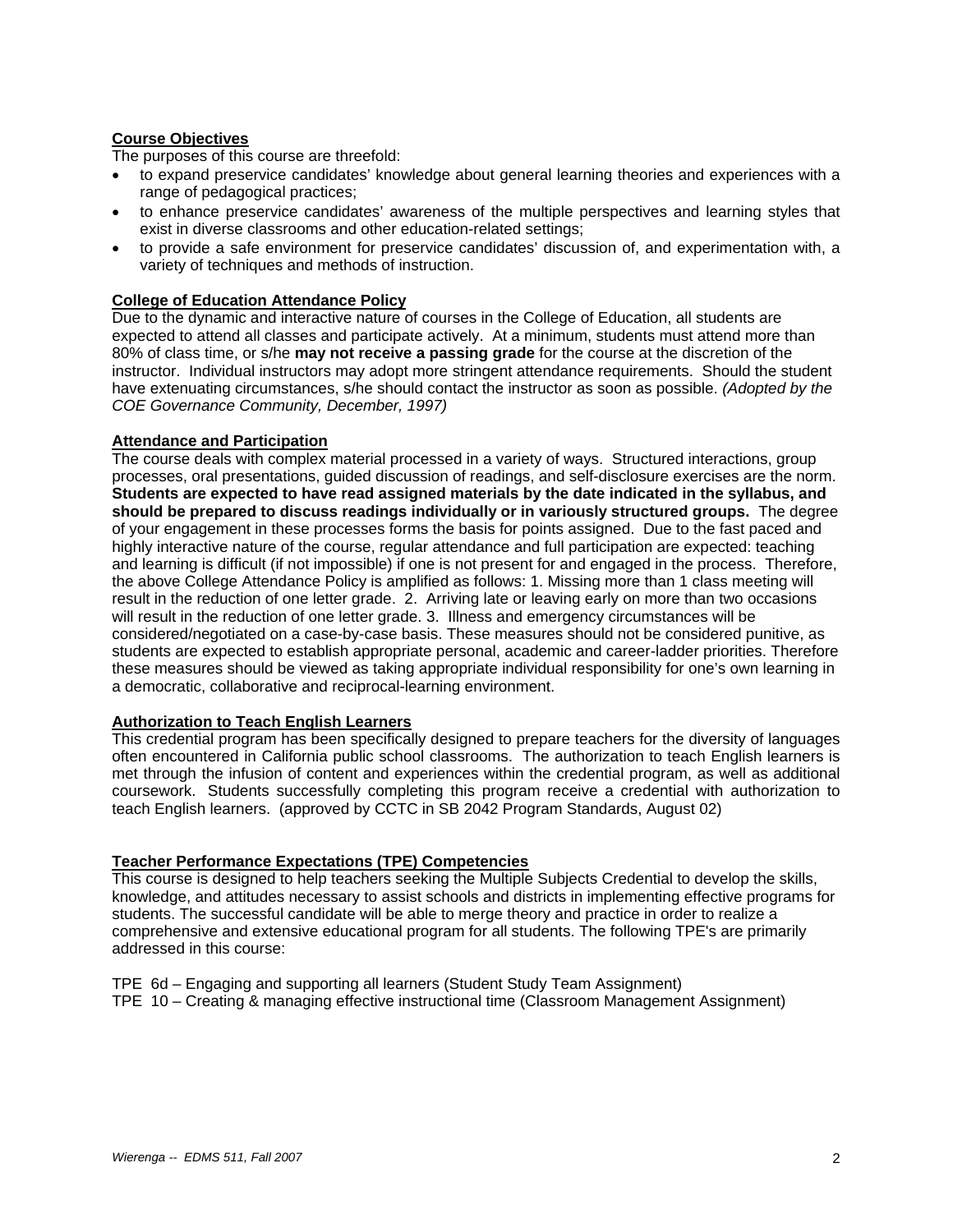**Course Objectives**

The purposes of this course are threefold:

- to expand preservice candidates' knowledge about general learning theories and experiences with a range of pedagogical practices;
- to enhance preservice candidates' awareness of the multiple perspectives and learning styles that exist in diverse classrooms and other education-related settings;
- to provide a safe environment for preservice candidates' discussion of, and experimentation with, a variety of techniques and methods of instruction.

**College of Education Attendance Policy**

Due to the dynamic and interactive nature of courses in the College of Education, all students are expected to attend all classes and participate actively. At a minimum, students must attend more than 80% of class time, or s/he **may not receive a passing grade** for the course at the discretion of the instructor. Individual instructors may adopt more stringent attendance requirements. Should the student have extenuating circumstances, s/he should contact the instructor as soon as possible. *(Adopted by the COE Governance Community, December, 1997)*

**Attendance and Participation**

The course deals with complex material processed in a variety of ways. Structured interactions, group processes, oral presentations, guided discussion of readings, and self-disclosure exercises are the norm. **Students are expected to have read assigned materials by the date indicated in the syllabus, and should be prepared to discuss readings individually or in variously structured groups.** The degree of your engagement in these processes forms the basis for points assigned. Due to the fast paced and highly interactive nature of the course, regular attendance and full participation are expected: teaching and learning is difficult (if not impossible) if one is not present for and engaged in the process. Therefore, the above College Attendance Policy is amplified as follows: 1. Missing more than 1 class meeting will result in the reduction of one letter grade. 2. Arriving late or leaving early on more than two occasions will result in the reduction of one letter grade. 3. Illness and emergency circumstances will be considered/negotiated on a case-by-case basis. These measures should not be considered punitive, as students are expected to establish appropriate personal, academic and career-ladder priorities. Therefore these measures should be viewed as taking appropriate individual responsibility for one's own learning in a democratic, collaborative and reciprocal-learning environment.

**Authorization to Teach English Learners**

This credential program has been specifically designed to prepare teachers for the diversity of languages often encountered in California public school classrooms. The authorization to teach English learners is met through the infusion of content and experiences within the credential program, as well as additional coursework. Students successfully completing this program receive a credential with authorization to teach English learners. (approved by CCTC in SB 2042 Program Standards, August 02)

**Teacher Performance Expectations (TPE) Competencies**

This course is designed to help teachers seeking the Multiple Subjects Credential to develop the skills, knowledge, and attitudes necessary to assist schools and districts in implementing effective programs for students. The successful candidate will be able to merge theory and practice in order to realize a comprehensive and extensive educational program for all students. The following TPE's are primarily addressed in this course:

TPE 6d – Engaging and supporting all learners (Student Study Team Assignment)
TPE 10 – Creating & managing effective instructional time (Classroom Management Assignment)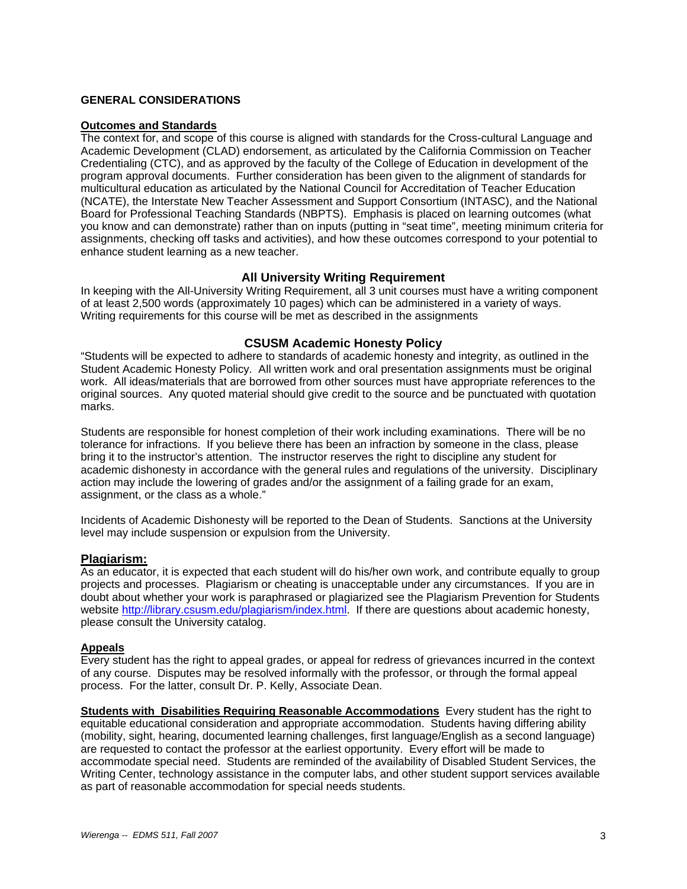## GENERAL CONSIDERATIONS

**Outcomes and Standards**

The context for, and scope of this course is aligned with standards for the Cross-cultural Language and Academic Development (CLAD) endorsement, as articulated by the California Commission on Teacher Credentialing (CTC), and as approved by the faculty of the College of Education in development of the program approval documents. Further consideration has been given to the alignment of standards for multicultural education as articulated by the National Council for Accreditation of Teacher Education (NCATE), the Interstate New Teacher Assessment and Support Consortium (INTASC), and the National Board for Professional Teaching Standards (NBPTS). Emphasis is placed on learning outcomes (what you know and can demonstrate) rather than on inputs (putting in "seat time", meeting minimum criteria for assignments, checking off tasks and activities), and how these outcomes correspond to your potential to enhance student learning as a new teacher.

### All University Writing Requirement

In keeping with the All-University Writing Requirement, all 3 unit courses must have a writing component of at least 2,500 words (approximately 10 pages) which can be administered in a variety of ways. Writing requirements for this course will be met as described in the assignments

### CSUSM Academic Honesty Policy

"Students will be expected to adhere to standards of academic honesty and integrity, as outlined in the Student Academic Honesty Policy. All written work and oral presentation assignments must be original work. All ideas/materials that are borrowed from other sources must have appropriate references to the original sources. Any quoted material should give credit to the source and be punctuated with quotation marks.

Students are responsible for honest completion of their work including examinations. There will be no tolerance for infractions. If you believe there has been an infraction by someone in the class, please bring it to the instructor's attention. The instructor reserves the right to discipline any student for academic dishonesty in accordance with the general rules and regulations of the university. Disciplinary action may include the lowering of grades and/or the assignment of a failing grade for an exam, assignment, or the class as a whole."

Incidents of Academic Dishonesty will be reported to the Dean of Students. Sanctions at the University level may include suspension or expulsion from the University.

**Plagiarism:**

As an educator, it is expected that each student will do his/her own work, and contribute equally to group projects and processes. Plagiarism or cheating is unacceptable under any circumstances. If you are in doubt about whether your work is paraphrased or plagiarized see the Plagiarism Prevention for Students website http://library.csusm.edu/plagiarism/index.html. If there are questions about academic honesty, please consult the University catalog.

**Appeals**

Every student has the right to appeal grades, or appeal for redress of grievances incurred in the context of any course. Disputes may be resolved informally with the professor, or through the formal appeal process. For the latter, consult Dr. P. Kelly, Associate Dean.

**Students with Disabilities Requiring Reasonable Accommodations** Every student has the right to equitable educational consideration and appropriate accommodation. Students having differing ability (mobility, sight, hearing, documented learning challenges, first language/English as a second language) are requested to contact the professor at the earliest opportunity. Every effort will be made to accommodate special need. Students are reminded of the availability of Disabled Student Services, the Writing Center, technology assistance in the computer labs, and other student support services available as part of reasonable accommodation for special needs students.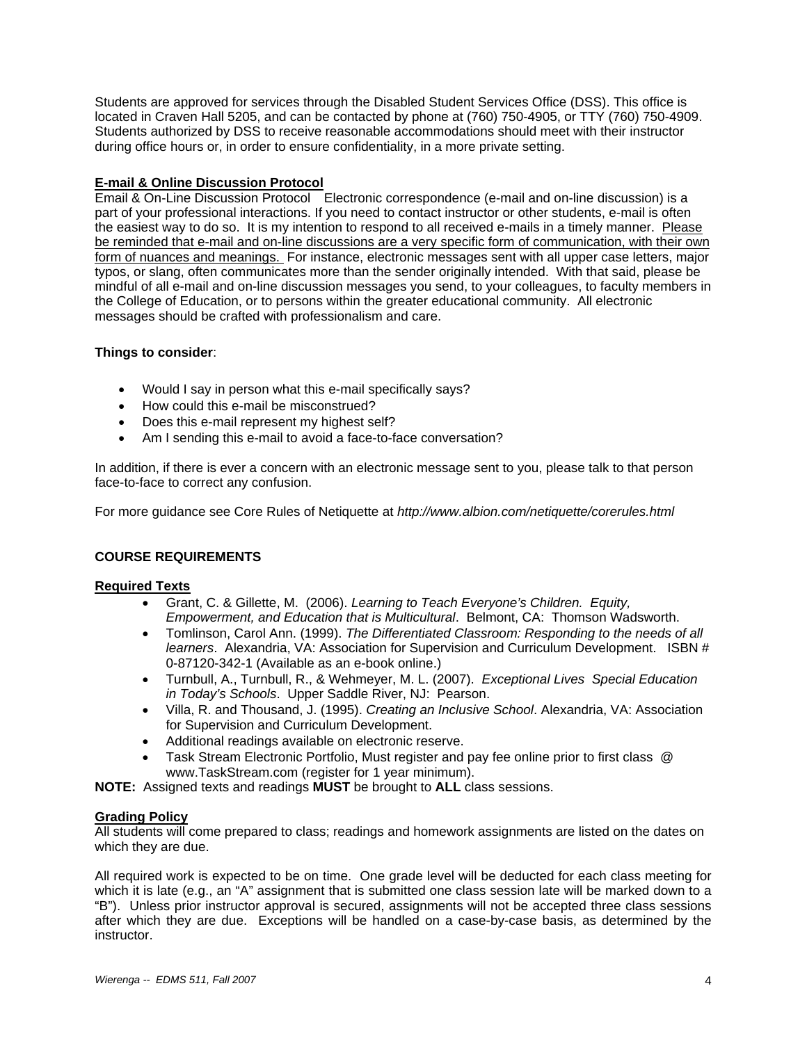Students are approved for services through the Disabled Student Services Office (DSS). This office is located in Craven Hall 5205, and can be contacted by phone at (760) 750-4905, or TTY (760) 750-4909. Students authorized by DSS to receive reasonable accommodations should meet with their instructor during office hours or, in order to ensure confidentiality, in a more private setting.

**E-mail & Online Discussion Protocol**

Email & On-Line Discussion Protocol  Electronic correspondence (e-mail and on-line discussion) is a part of your professional interactions. If you need to contact instructor or other students, e-mail is often the easiest way to do so. It is my intention to respond to all received e-mails in a timely manner. Please be reminded that e-mail and on-line discussions are a very specific form of communication, with their own form of nuances and meanings. For instance, electronic messages sent with all upper case letters, major typos, or slang, often communicates more than the sender originally intended. With that said, please be mindful of all e-mail and on-line discussion messages you send, to your colleagues, to faculty members in the College of Education, or to persons within the greater educational community. All electronic messages should be crafted with professionalism and care.

**Things to consider**:

- Would I say in person what this e-mail specifically says?
- How could this e-mail be misconstrued?
- Does this e-mail represent my highest self?
- Am I sending this e-mail to avoid a face-to-face conversation?

In addition, if there is ever a concern with an electronic message sent to you, please talk to that person face-to-face to correct any confusion.

For more guidance see Core Rules of Netiquette at *http://www.albion.com/netiquette/corerules.html*

**COURSE REQUIREMENTS**

**Required Texts**

- Grant, C. & Gillette, M. (2006). *Learning to Teach Everyone's Children. Equity, Empowerment, and Education that is Multicultural*. Belmont, CA: Thomson Wadsworth.
- Tomlinson, Carol Ann. (1999). *The Differentiated Classroom: Responding to the needs of all learners*. Alexandria, VA: Association for Supervision and Curriculum Development. ISBN # 0-87120-342-1 (Available as an e-book online.)
- Turnbull, A., Turnbull, R., & Wehmeyer, M. L. (2007). *Exceptional Lives Special Education in Today's Schools*. Upper Saddle River, NJ: Pearson.
- Villa, R. and Thousand, J. (1995). *Creating an Inclusive School*. Alexandria, VA: Association for Supervision and Curriculum Development.
- Additional readings available on electronic reserve.
- Task Stream Electronic Portfolio, Must register and pay fee online prior to first class @ www.TaskStream.com (register for 1 year minimum).

**NOTE:** Assigned texts and readings **MUST** be brought to **ALL** class sessions.

**Grading Policy**

All students will come prepared to class; readings and homework assignments are listed on the dates on which they are due.

All required work is expected to be on time. One grade level will be deducted for each class meeting for which it is late (e.g., an "A" assignment that is submitted one class session late will be marked down to a "B"). Unless prior instructor approval is secured, assignments will not be accepted three class sessions after which they are due. Exceptions will be handled on a case-by-case basis, as determined by the instructor.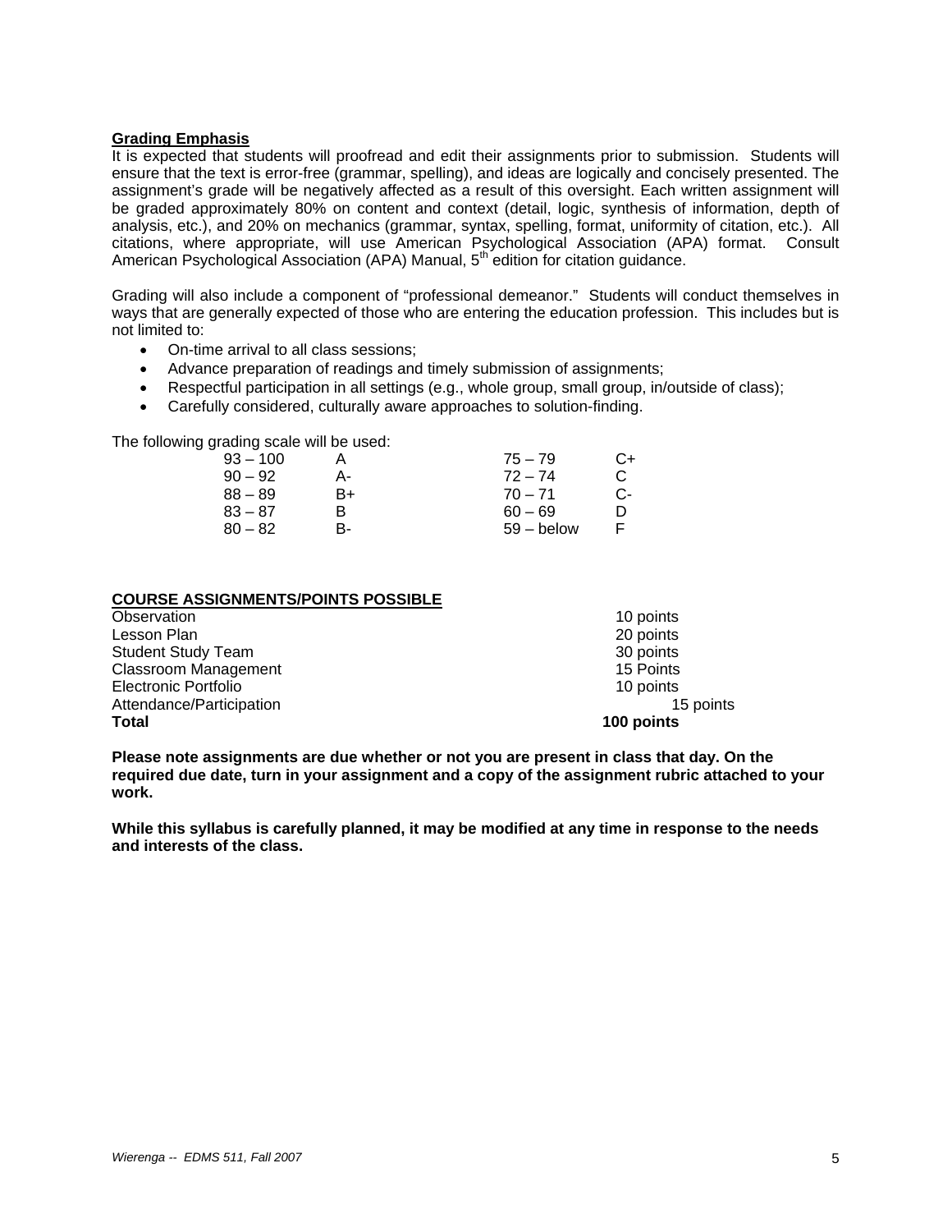**Grading Emphasis**

It is expected that students will proofread and edit their assignments prior to submission. Students will ensure that the text is error-free (grammar, spelling), and ideas are logically and concisely presented. The assignment's grade will be negatively affected as a result of this oversight. Each written assignment will be graded approximately 80% on content and context (detail, logic, synthesis of information, depth of analysis, etc.), and 20% on mechanics (grammar, syntax, spelling, format, uniformity of citation, etc.). All citations, where appropriate, will use American Psychological Association (APA) format. Consult American Psychological Association (APA) Manual, 5th edition for citation guidance.

Grading will also include a component of "professional demeanor." Students will conduct themselves in ways that are generally expected of those who are entering the education profession. This includes but is not limited to:

- On-time arrival to all class sessions;
- Advance preparation of readings and timely submission of assignments;
- Respectful participation in all settings (e.g., whole group, small group, in/outside of class);
- Carefully considered, culturally aware approaches to solution-finding.

The following grading scale will be used:

| | | | |
|---|---|---|---|
| 93 – 100 | A | 75 – 79 | C+ |
| 90 – 92 | A- | 72 – 74 | C |
| 88 – 89 | B+ | 70 – 71 | C- |
| 83 – 87 | B | 60 – 69 | D |
| 80 – 82 | B- | 59 – below | F |

**COURSE ASSIGNMENTS/POINTS POSSIBLE**

| | |
|---|---|
| Observation | 10 points |
| Lesson Plan | 20 points |
| Student Study Team | 30 points |
| Classroom Management | 15 Points |
| Electronic Portfolio | 10 points |
| Attendance/Participation | 15 points |
| **Total** | **100 points** |

**Please note assignments are due whether or not you are present in class that day. On the required due date, turn in your assignment and a copy of the assignment rubric attached to your work.**

**While this syllabus is carefully planned, it may be modified at any time in response to the needs and interests of the class.**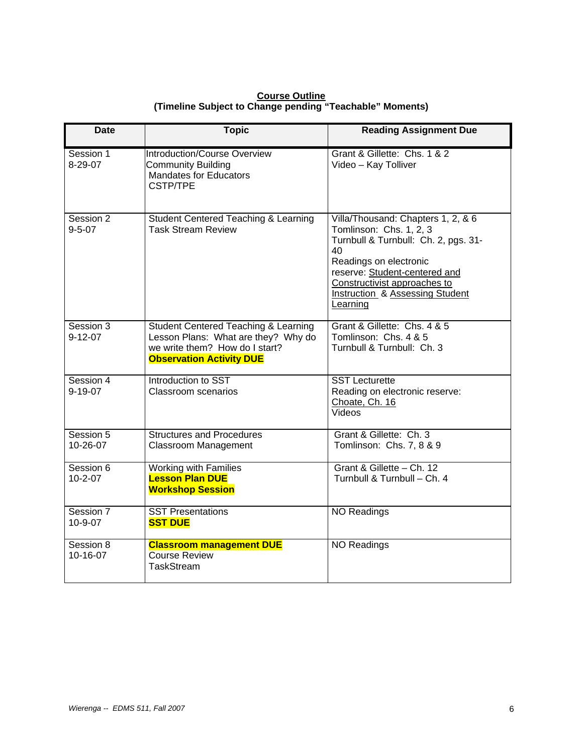**Course Outline**
**(Timeline Subject to Change pending "Teachable" Moments)**

| Date | Topic | Reading Assignment Due |
|---|---|---|
| Session 1<br>8-29-07 | Introduction/Course Overview<br>Community Building<br>Mandates for Educators<br>CSTP/TPE | Grant & Gillette: Chs. 1 & 2<br>Video – Kay Tolliver |
| Session 2<br>9-5-07 | Student Centered Teaching & Learning<br>Task Stream Review | Villa/Thousand: Chapters 1, 2, & 6<br>Tomlinson: Chs. 1, 2, 3<br>Turnbull & Turnbull: Ch. 2, pgs. 31-40<br>Readings on electronic reserve: Student-centered and Constructivist approaches to Instruction & Assessing Student Learning |
| Session 3<br>9-12-07 | Student Centered Teaching & Learning<br>Lesson Plans: What are they? Why do we write them? How do I start?<br>**Observation Activity DUE** | Grant & Gillette: Chs. 4 & 5<br>Tomlinson: Chs. 4 & 5<br>Turnbull & Turnbull: Ch. 3 |
| Session 4<br>9-19-07 | Introduction to SST<br>Classroom scenarios | SST Lecturette<br>Reading on electronic reserve: Choate, Ch. 16<br>Videos |
| Session 5<br>10-26-07 | Structures and Procedures<br>Classroom Management | Grant & Gillette: Ch. 3<br>Tomlinson: Chs. 7, 8 & 9 |
| Session 6<br>10-2-07 | Working with Families<br>**Lesson Plan DUE**<br>**Workshop Session** | Grant & Gillette – Ch. 12<br>Turnbull & Turnbull – Ch. 4 |
| Session 7<br>10-9-07 | SST Presentations<br>**SST DUE** | NO Readings |
| Session 8<br>10-16-07 | **Classroom management DUE**<br>Course Review<br>TaskStream | NO Readings |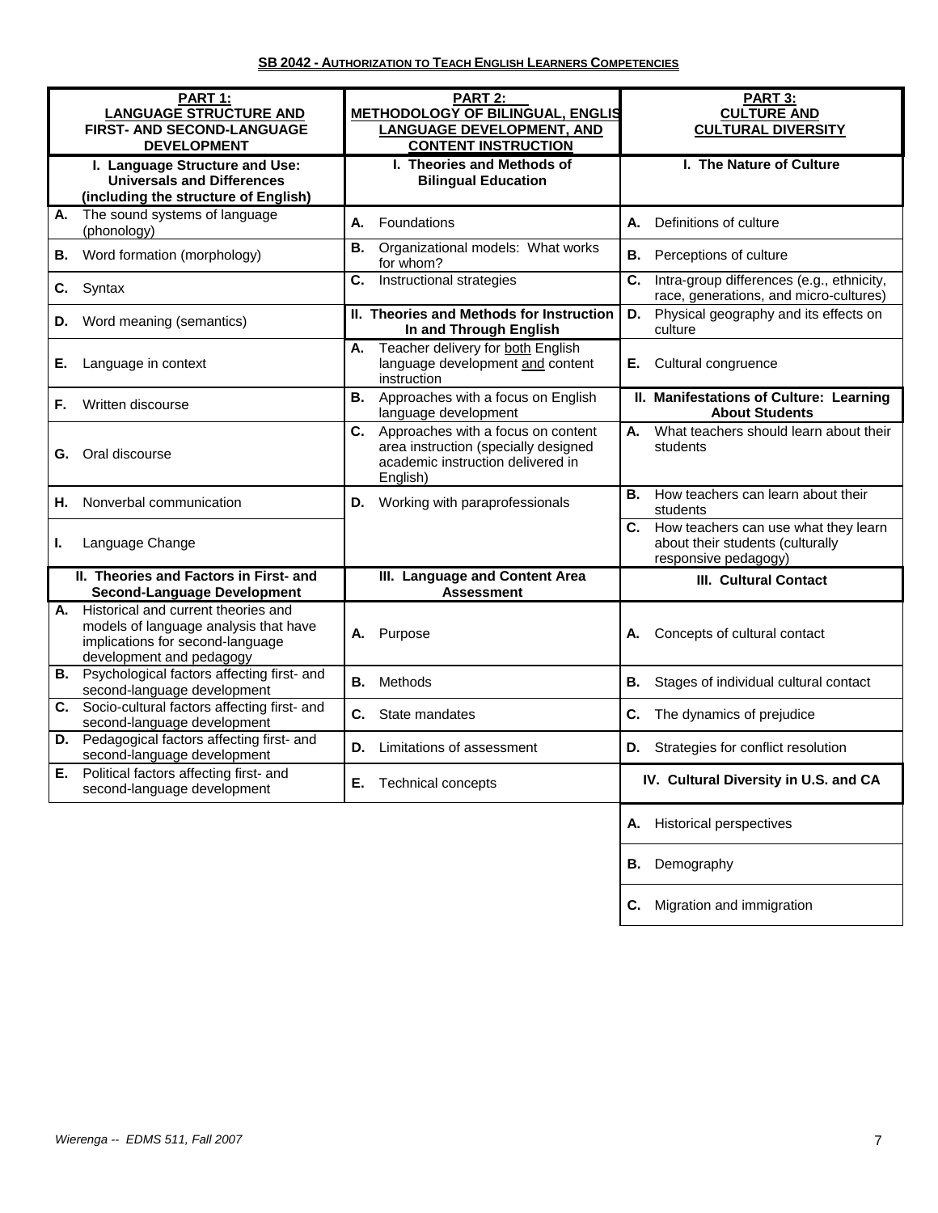## SB 2042 - AUTHORIZATION TO TEACH ENGLISH LEARNERS COMPETENCIES

| PART 1: LANGUAGE STRUCTURE AND FIRST- AND SECOND-LANGUAGE DEVELOPMENT | PART 2: METHODOLOGY OF BILINGUAL, ENGLISH LANGUAGE DEVELOPMENT, AND CONTENT INSTRUCTION | PART 3: CULTURE AND CULTURAL DIVERSITY |
|---|---|---|
| **I. Language Structure and Use: Universals and Differences (including the structure of English)** | **I. Theories and Methods of Bilingual Education** | **I. The Nature of Culture** |
| **A.** The sound systems of language (phonology) | **A.** Foundations | **A.** Definitions of culture |
| **B.** Word formation (morphology) | **B.** Organizational models: What works for whom? | **B.** Perceptions of culture |
| **C.** Syntax | **C.** Instructional strategies | **C.** Intra-group differences (e.g., ethnicity, race, generations, and micro-cultures) |
| **D.** Word meaning (semantics) | **II. Theories and Methods for Instruction In and Through English** | **D.** Physical geography and its effects on culture |
| **E.** Language in context | **A.** Teacher delivery for both English language development and content instruction | **E.** Cultural congruence |
| **F.** Written discourse | **B.** Approaches with a focus on English language development | **II. Manifestations of Culture: Learning About Students** |
| **G.** Oral discourse | **C.** Approaches with a focus on content area instruction (specially designed academic instruction delivered in English) | **A.** What teachers should learn about their students |
| **H.** Nonverbal communication | **D.** Working with paraprofessionals | **B.** How teachers can learn about their students |
| **I.** Language Change | | **C.** How teachers can use what they learn about their students (culturally responsive pedagogy) |
| **II. Theories and Factors in First- and Second-Language Development** | **III. Language and Content Area Assessment** | **III. Cultural Contact** |
| **A.** Historical and current theories and models of language analysis that have implications for second-language development and pedagogy | **A.** Purpose | **A.** Concepts of cultural contact |
| **B.** Psychological factors affecting first- and second-language development | **B.** Methods | **B.** Stages of individual cultural contact |
| **C.** Socio-cultural factors affecting first- and second-language development | **C.** State mandates | **C.** The dynamics of prejudice |
| **D.** Pedagogical factors affecting first- and second-language development | **D.** Limitations of assessment | **D.** Strategies for conflict resolution |
| **E.** Political factors affecting first- and second-language development | **E.** Technical concepts | **IV. Cultural Diversity in U.S. and CA** |
| | | **A.** Historical perspectives |
| | | **B.** Demography |
| | | **C.** Migration and immigration |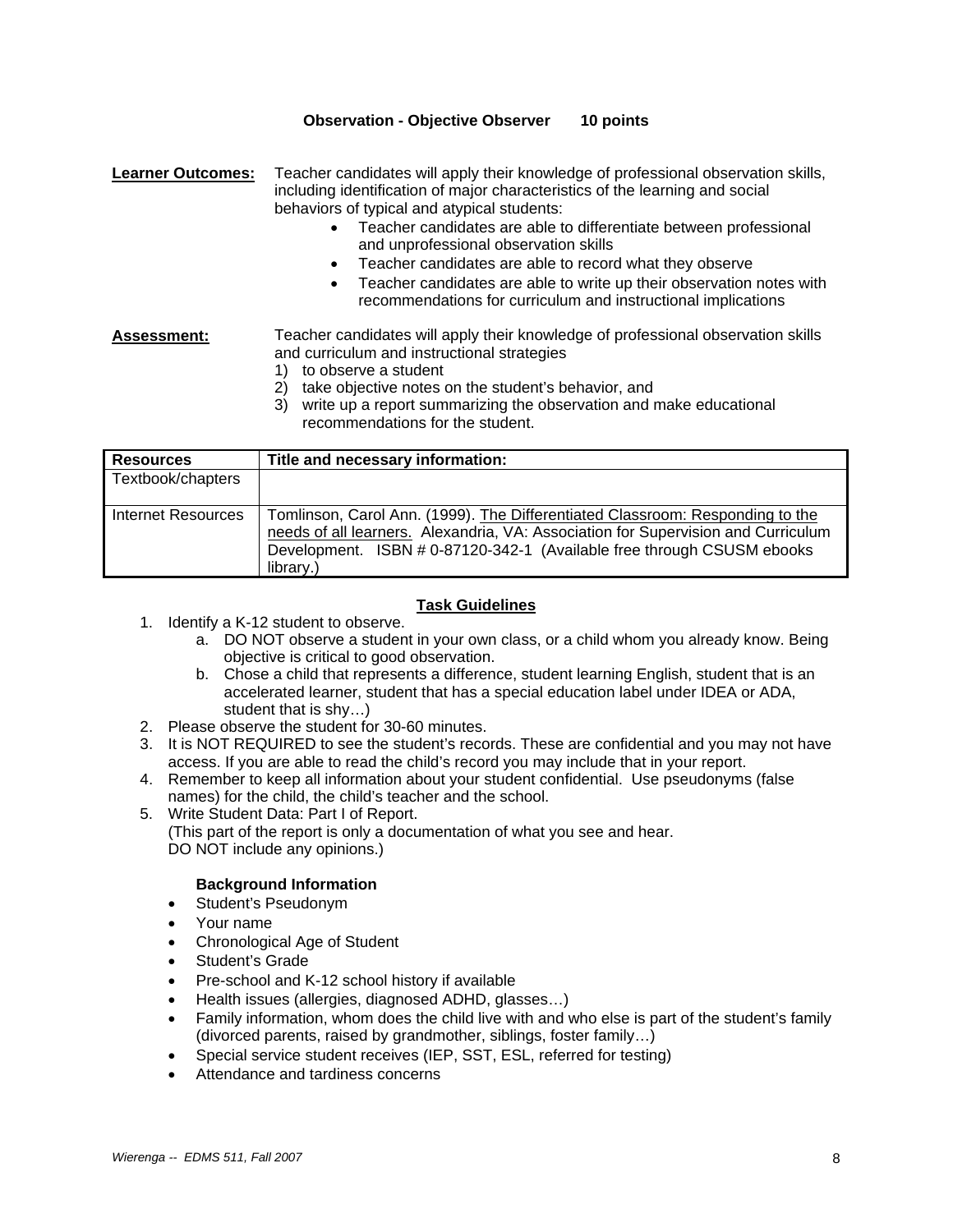**Observation - Objective Observer 10 points**

**Learner Outcomes:** Teacher candidates will apply their knowledge of professional observation skills, including identification of major characteristics of the learning and social behaviors of typical and atypical students:

- Teacher candidates are able to differentiate between professional and unprofessional observation skills
- Teacher candidates are able to record what they observe
- Teacher candidates are able to write up their observation notes with recommendations for curriculum and instructional implications

**Assessment:** Teacher candidates will apply their knowledge of professional observation skills and curriculum and instructional strategies

1) to observe a student
2) take objective notes on the student's behavior, and
3) write up a report summarizing the observation and make educational recommendations for the student.

| Resources | Title and necessary information: |
|---|---|
| Textbook/chapters | |
| Internet Resources | Tomlinson, Carol Ann. (1999). The Differentiated Classroom: Responding to the needs of all learners. Alexandria, VA: Association for Supervision and Curriculum Development. ISBN # 0-87120-342-1 (Available free through CSUSM ebooks library.) |

**Task Guidelines**

1. Identify a K-12 student to observe.
   a. DO NOT observe a student in your own class, or a child whom you already know. Being objective is critical to good observation.
   b. Chose a child that represents a difference, student learning English, student that is an accelerated learner, student that has a special education label under IDEA or ADA, student that is shy…)
2. Please observe the student for 30-60 minutes.
3. It is NOT REQUIRED to see the student's records. These are confidential and you may not have access. If you are able to read the child's record you may include that in your report.
4. Remember to keep all information about your student confidential. Use pseudonyms (false names) for the child, the child's teacher and the school.
5. Write Student Data: Part I of Report.
   (This part of the report is only a documentation of what you see and hear.
   DO NOT include any opinions.)

**Background Information**

- Student's Pseudonym
- Your name
- Chronological Age of Student
- Student's Grade
- Pre-school and K-12 school history if available
- Health issues (allergies, diagnosed ADHD, glasses…)
- Family information, whom does the child live with and who else is part of the student's family (divorced parents, raised by grandmother, siblings, foster family…)
- Special service student receives (IEP, SST, ESL, referred for testing)
- Attendance and tardiness concerns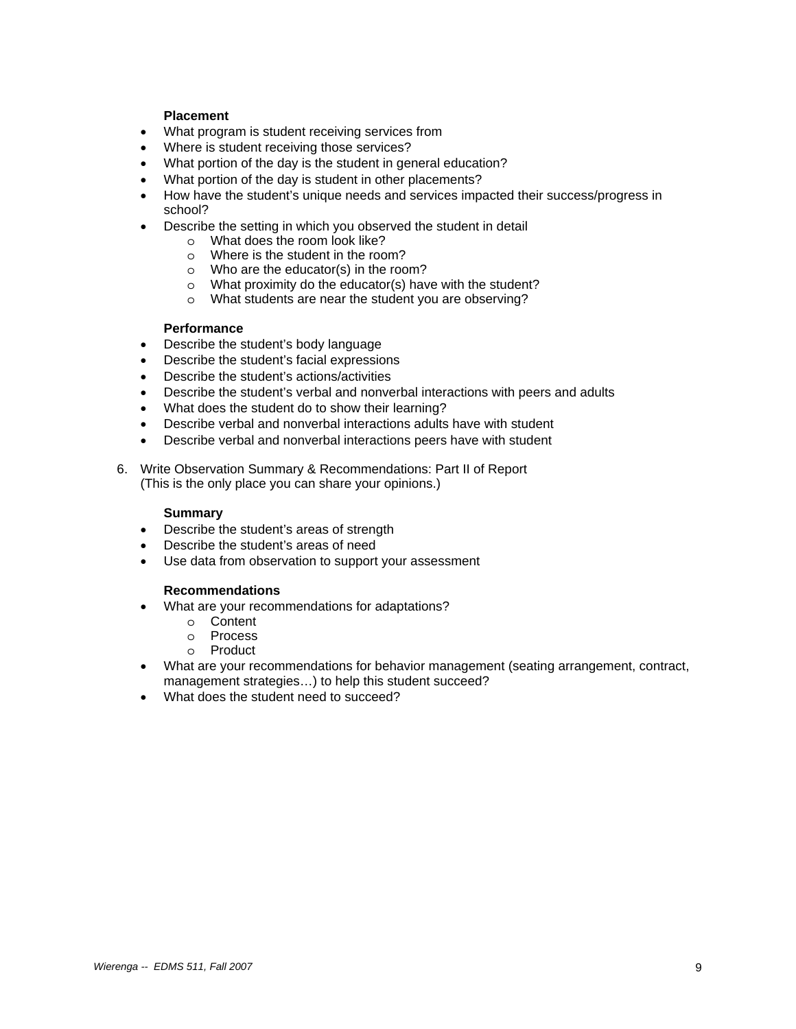**Placement**

- What program is student receiving services from
- Where is student receiving those services?
- What portion of the day is the student in general education?
- What portion of the day is student in other placements?
- How have the student's unique needs and services impacted their success/progress in school?
- Describe the setting in which you observed the student in detail
    - What does the room look like?
    - Where is the student in the room?
    - Who are the educator(s) in the room?
    - What proximity do the educator(s) have with the student?
    - What students are near the student you are observing?

**Performance**

- Describe the student's body language
- Describe the student's facial expressions
- Describe the student's actions/activities
- Describe the student's verbal and nonverbal interactions with peers and adults
- What does the student do to show their learning?
- Describe verbal and nonverbal interactions adults have with student
- Describe verbal and nonverbal interactions peers have with student

6. Write Observation Summary & Recommendations: Part II of Report
   (This is the only place you can share your opinions.)

**Summary**

- Describe the student's areas of strength
- Describe the student's areas of need
- Use data from observation to support your assessment

**Recommendations**

- What are your recommendations for adaptations?
    - Content
    - Process
    - Product
- What are your recommendations for behavior management (seating arrangement, contract, management strategies…) to help this student succeed?
- What does the student need to succeed?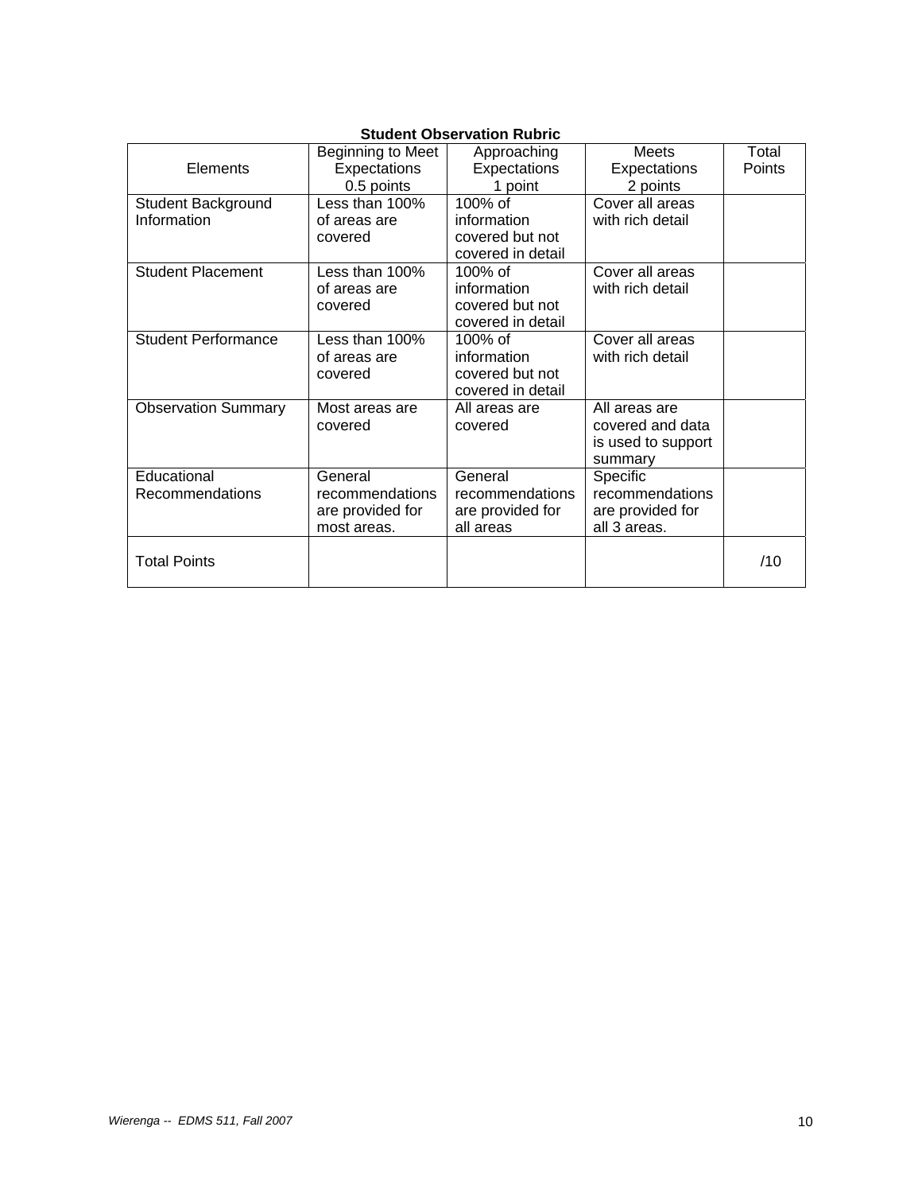**Student Observation Rubric**

| Elements | Beginning to Meet Expectations 0.5 points | Approaching Expectations 1 point | Meets Expectations 2 points | Total Points |
|---|---|---|---|---|
| Student Background Information | Less than 100% of areas are covered | 100% of information covered but not covered in detail | Cover all areas with rich detail | |
| Student Placement | Less than 100% of areas are covered | 100% of information covered but not covered in detail | Cover all areas with rich detail | |
| Student Performance | Less than 100% of areas are covered | 100% of information covered but not covered in detail | Cover all areas with rich detail | |
| Observation Summary | Most areas are covered | All areas are covered | All areas are covered and data is used to support summary | |
| Educational Recommendations | General recommendations are provided for most areas. | General recommendations are provided for all areas | Specific recommendations are provided for all 3 areas. | |
| Total Points | | | | /10 |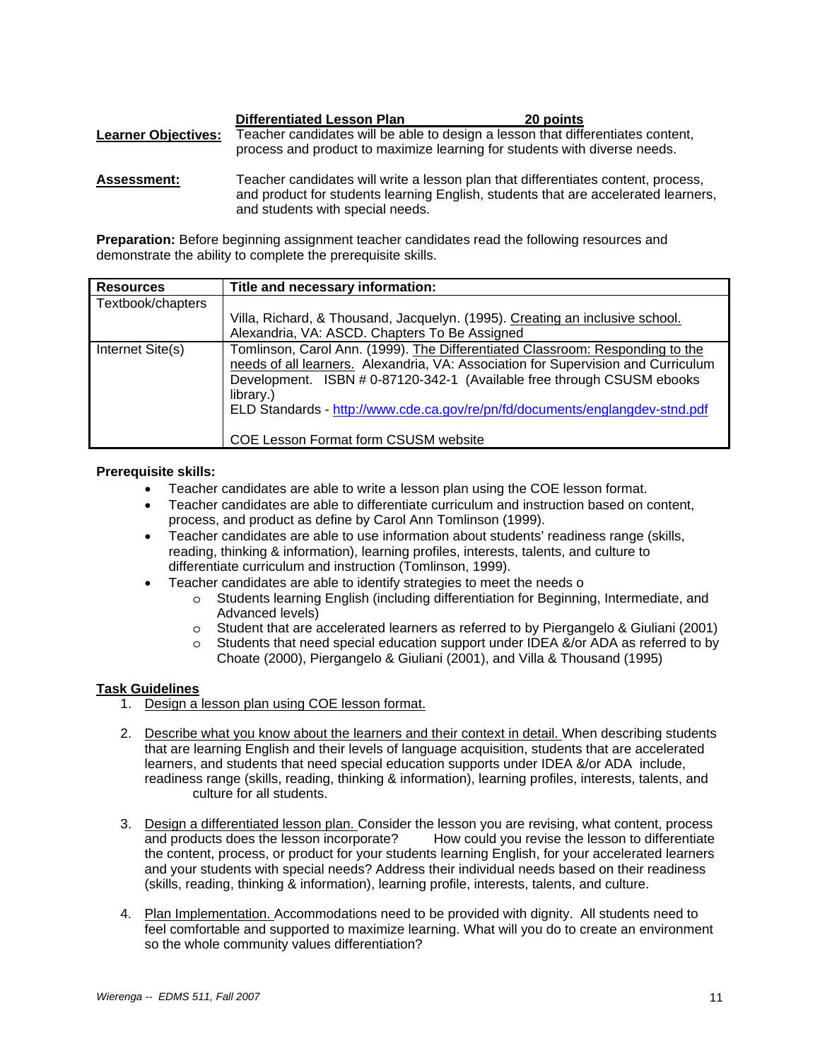**Differentiated Lesson Plan** **20 points**

**Learner Objectives:** Teacher candidates will be able to design a lesson that differentiates content, process and product to maximize learning for students with diverse needs.

**Assessment:** Teacher candidates will write a lesson plan that differentiates content, process, and product for students learning English, students that are accelerated learners, and students with special needs.

**Preparation:** Before beginning assignment teacher candidates read the following resources and demonstrate the ability to complete the prerequisite skills.

| Resources | Title and necessary information: |
|---|---|
| Textbook/chapters | Villa, Richard, & Thousand, Jacquelyn. (1995). Creating an inclusive school. Alexandria, VA: ASCD. Chapters To Be Assigned |
| Internet Site(s) | Tomlinson, Carol Ann. (1999). The Differentiated Classroom: Responding to the needs of all learners. Alexandria, VA: Association for Supervision and Curriculum Development. ISBN # 0-87120-342-1 (Available free through CSUSM ebooks library.)<br>ELD Standards - http://www.cde.ca.gov/re/pn/fd/documents/englangdev-stnd.pdf<br><br>COE Lesson Format form CSUSM website |

**Prerequisite skills:**

- Teacher candidates are able to write a lesson plan using the COE lesson format.
- Teacher candidates are able to differentiate curriculum and instruction based on content, process, and product as define by Carol Ann Tomlinson (1999).
- Teacher candidates are able to use information about students' readiness range (skills, reading, thinking & information), learning profiles, interests, talents, and culture to differentiate curriculum and instruction (Tomlinson, 1999).
- Teacher candidates are able to identify strategies to meet the needs o
  - Students learning English (including differentiation for Beginning, Intermediate, and Advanced levels)
  - Student that are accelerated learners as referred to by Piergangelo & Giuliani (2001)
  - Students that need special education support under IDEA &/or ADA as referred to by Choate (2000), Piergangelo & Giuliani (2001), and Villa & Thousand (1995)

**Task Guidelines**

1. Design a lesson plan using COE lesson format.

2. Describe what you know about the learners and their context in detail. When describing students that are learning English and their levels of language acquisition, students that are accelerated learners, and students that need special education supports under IDEA &/or ADA include, readiness range (skills, reading, thinking & information), learning profiles, interests, talents, and culture for all students.

3. Design a differentiated lesson plan. Consider the lesson you are revising, what content, process and products does the lesson incorporate? How could you revise the lesson to differentiate the content, process, or product for your students learning English, for your accelerated learners and your students with special needs? Address their individual needs based on their readiness (skills, reading, thinking & information), learning profile, interests, talents, and culture.

4. Plan Implementation. Accommodations need to be provided with dignity. All students need to feel comfortable and supported to maximize learning. What will you do to create an environment so the whole community values differentiation?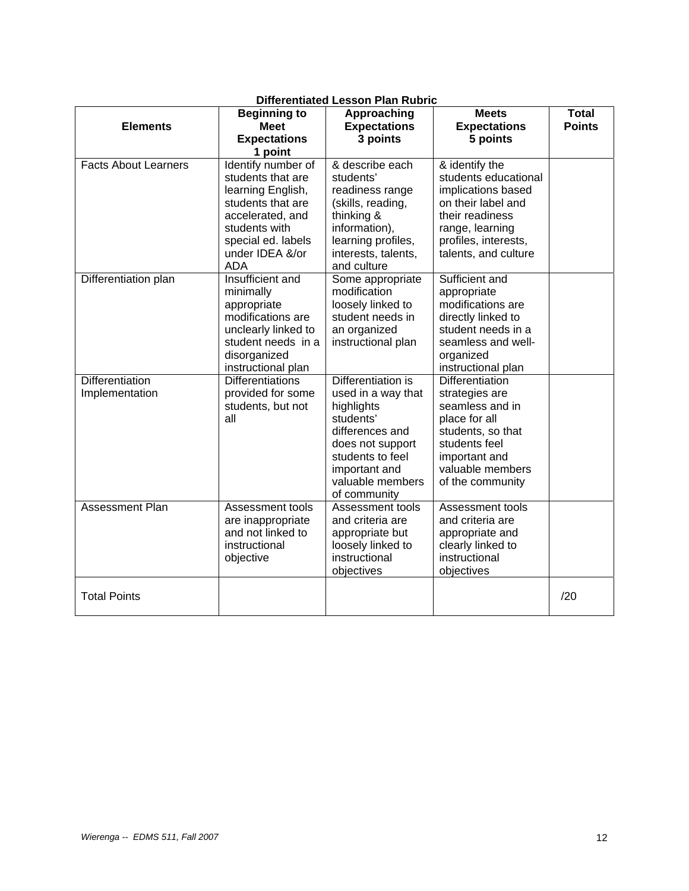**Differentiated Lesson Plan Rubric**

| Elements | Beginning to Meet Expectations 1 point | Approaching Expectations 3 points | Meets Expectations 5 points | Total Points |
|---|---|---|---|---|
| Facts About Learners | Identify number of students that are learning English, students that are accelerated, and students with special ed. labels under IDEA &/or ADA | & describe each students' readiness range (skills, reading, thinking & information), learning profiles, interests, talents, and culture | & identify the students educational implications based on their label and their readiness range, learning profiles, interests, talents, and culture | |
| Differentiation plan | Insufficient and minimally appropriate modifications are unclearly linked to student needs in a disorganized instructional plan | Some appropriate modification loosely linked to student needs in an organized instructional plan | Sufficient and appropriate modifications are directly linked to student needs in a seamless and well-organized instructional plan | |
| Differentiation Implementation | Differentiations provided for some students, but not all | Differentiation is used in a way that highlights students' differences and does not support students to feel important and valuable members of community | Differentiation strategies are seamless and in place for all students, so that students feel important and valuable members of the community | |
| Assessment Plan | Assessment tools are inappropriate and not linked to instructional objective | Assessment tools and criteria are appropriate but loosely linked to instructional objectives | Assessment tools and criteria are appropriate and clearly linked to instructional objectives | |
| Total Points | | | | /20 |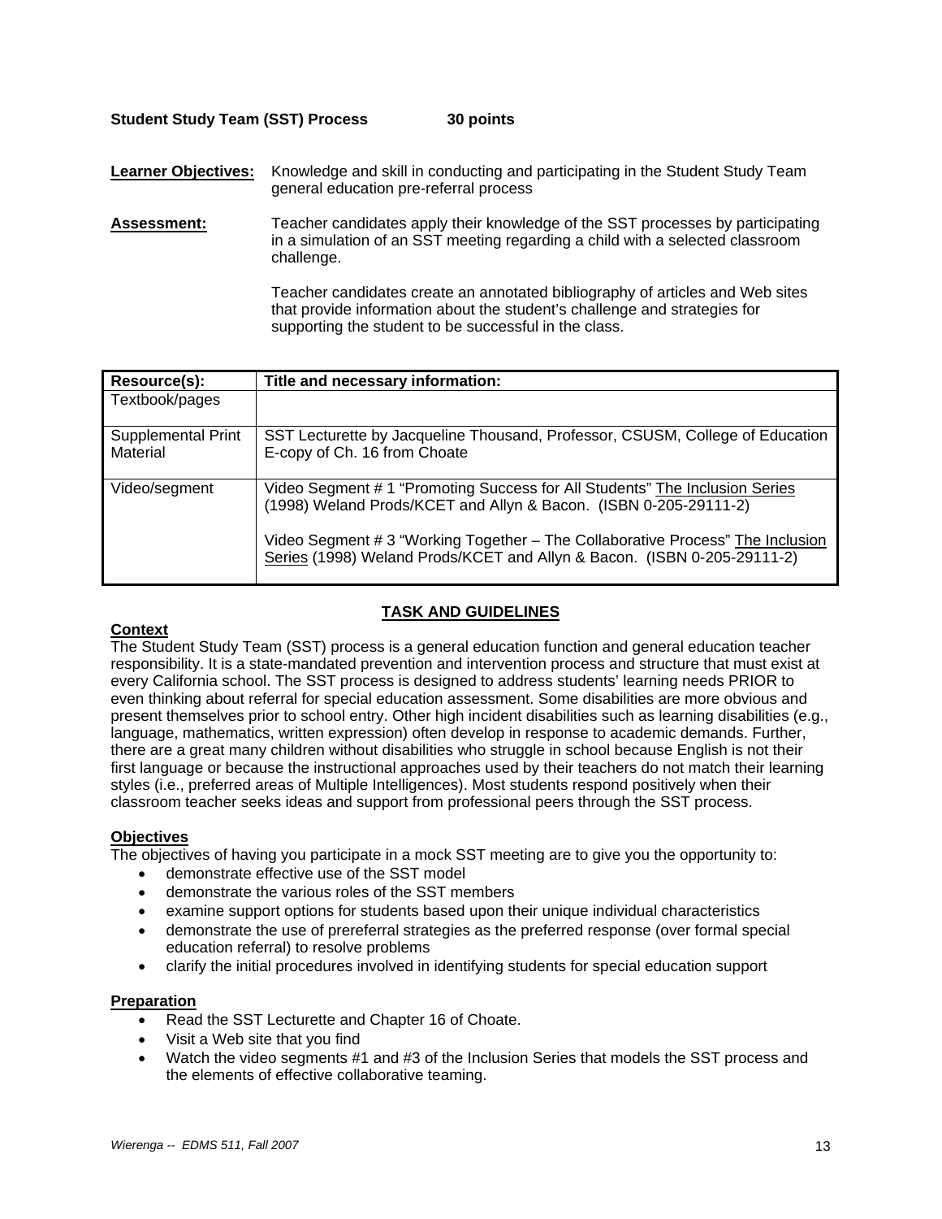**Student Study Team (SST) Process 30 points**

**Learner Objectives:** Knowledge and skill in conducting and participating in the Student Study Team general education pre-referral process

**Assessment:** Teacher candidates apply their knowledge of the SST processes by participating in a simulation of an SST meeting regarding a child with a selected classroom challenge.

Teacher candidates create an annotated bibliography of articles and Web sites that provide information about the student's challenge and strategies for supporting the student to be successful in the class.

| Resource(s): | Title and necessary information: |
|---|---|
| Textbook/pages | |
| Supplemental Print Material | SST Lecturette by Jacqueline Thousand, Professor, CSUSM, College of Education<br>E-copy of Ch. 16 from Choate |
| Video/segment | Video Segment # 1 "Promoting Success for All Students" <u>The Inclusion Series</u> (1998) Weland Prods/KCET and Allyn & Bacon. (ISBN 0-205-29111-2)<br><br>Video Segment # 3 "Working Together – The Collaborative Process" <u>The Inclusion Series</u> (1998) Weland Prods/KCET and Allyn & Bacon. (ISBN 0-205-29111-2) |

## TASK AND GUIDELINES

### Context

The Student Study Team (SST) process is a general education function and general education teacher responsibility. It is a state-mandated prevention and intervention process and structure that must exist at every California school. The SST process is designed to address students' learning needs PRIOR to even thinking about referral for special education assessment. Some disabilities are more obvious and present themselves prior to school entry. Other high incident disabilities such as learning disabilities (e.g., language, mathematics, written expression) often develop in response to academic demands. Further, there are a great many children without disabilities who struggle in school because English is not their first language or because the instructional approaches used by their teachers do not match their learning styles (i.e., preferred areas of Multiple Intelligences). Most students respond positively when their classroom teacher seeks ideas and support from professional peers through the SST process.

### Objectives

The objectives of having you participate in a mock SST meeting are to give you the opportunity to:

- demonstrate effective use of the SST model
- demonstrate the various roles of the SST members
- examine support options for students based upon their unique individual characteristics
- demonstrate the use of prereferral strategies as the preferred response (over formal special education referral) to resolve problems
- clarify the initial procedures involved in identifying students for special education support

### Preparation

- Read the SST Lecturette and Chapter 16 of Choate.
- Visit a Web site that you find
- Watch the video segments #1 and #3 of the Inclusion Series that models the SST process and the elements of effective collaborative teaming.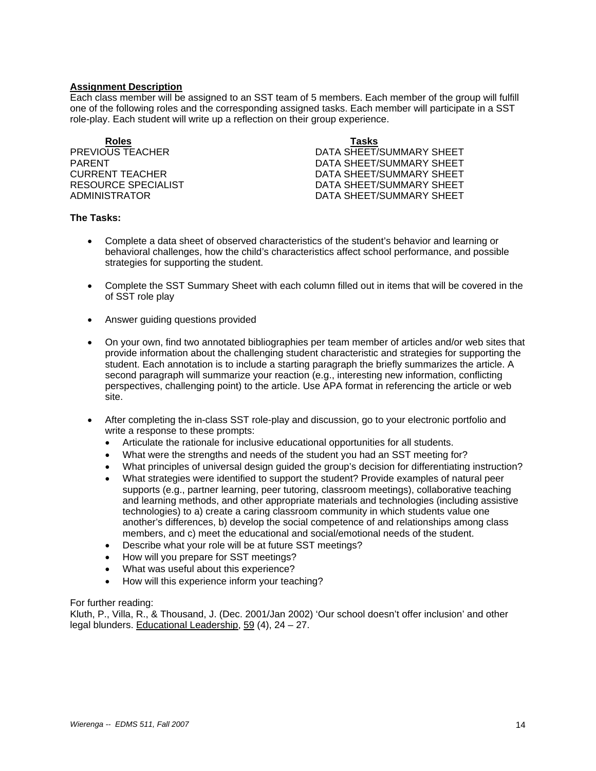**<u>Assignment Description</u>**

Each class member will be assigned to an SST team of 5 members. Each member of the group will fulfill one of the following roles and the corresponding assigned tasks. Each member will participate in a SST role-play. Each student will write up a reflection on their group experience.

| Roles | Tasks |
| --- | --- |
| PREVIOUS TEACHER | DATA SHEET/SUMMARY SHEET |
| PARENT | DATA SHEET/SUMMARY SHEET |
| CURRENT TEACHER | DATA SHEET/SUMMARY SHEET |
| RESOURCE SPECIALIST | DATA SHEET/SUMMARY SHEET |
| ADMINISTRATOR | DATA SHEET/SUMMARY SHEET |

**The Tasks:**

- Complete a data sheet of observed characteristics of the student's behavior and learning or behavioral challenges, how the child's characteristics affect school performance, and possible strategies for supporting the student.
- Complete the SST Summary Sheet with each column filled out in items that will be covered in the of SST role play
- Answer guiding questions provided
- On your own, find two annotated bibliographies per team member of articles and/or web sites that provide information about the challenging student characteristic and strategies for supporting the student. Each annotation is to include a starting paragraph the briefly summarizes the article. A second paragraph will summarize your reaction (e.g., interesting new information, conflicting perspectives, challenging point) to the article. Use APA format in referencing the article or web site.
- After completing the in-class SST role-play and discussion, go to your electronic portfolio and write a response to these prompts:
  - Articulate the rationale for inclusive educational opportunities for all students.
  - What were the strengths and needs of the student you had an SST meeting for?
  - What principles of universal design guided the group's decision for differentiating instruction?
  - What strategies were identified to support the student? Provide examples of natural peer supports (e.g., partner learning, peer tutoring, classroom meetings), collaborative teaching and learning methods, and other appropriate materials and technologies (including assistive technologies) to a) create a caring classroom community in which students value one another's differences, b) develop the social competence of and relationships among class members, and c) meet the educational and social/emotional needs of the student.
  - Describe what your role will be at future SST meetings?
  - How will you prepare for SST meetings?
  - What was useful about this experience?
  - How will this experience inform your teaching?

For further reading:
Kluth, P., Villa, R., & Thousand, J. (Dec. 2001/Jan 2002) 'Our school doesn't offer inclusion' and other legal blunders. <u>Educational Leadership</u>, <u>59</u> (4), 24 – 27.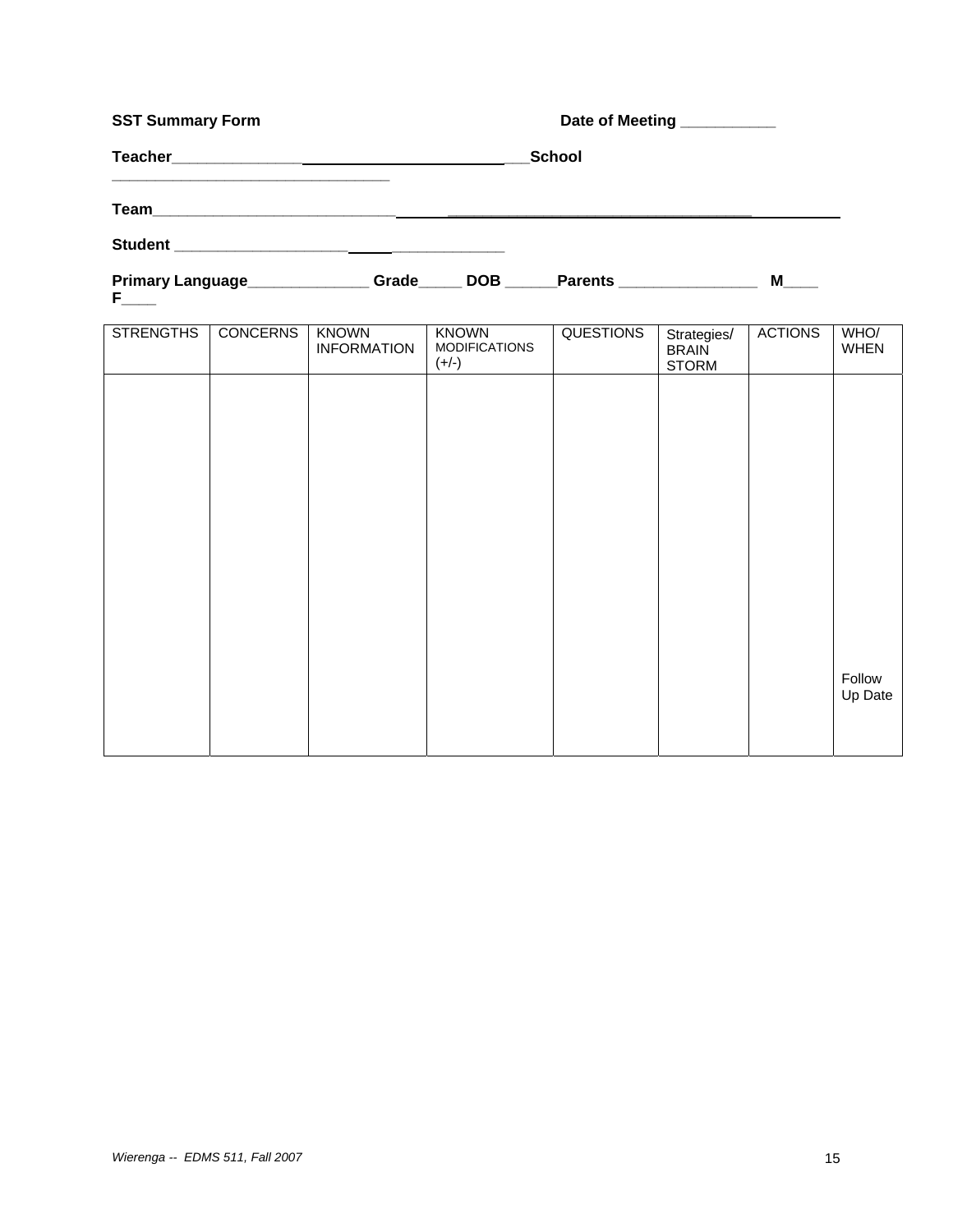**SST Summary Form** **Date of Meeting ___________**

**Teacher_______________________________________School ________________________________**

**Team_____________________________________________________________________________**

**Student __________________________________**

**Primary Language______________ Grade_____ DOB ______Parents ________________ M____ F____**

| STRENGTHS | CONCERNS | KNOWN INFORMATION | KNOWN MODIFICATIONS (+/-) | QUESTIONS | Strategies/ BRAIN STORM | ACTIONS | WHO/ WHEN |
|---|---|---|---|---|---|---|---|
| | | | | | | | Follow Up Date |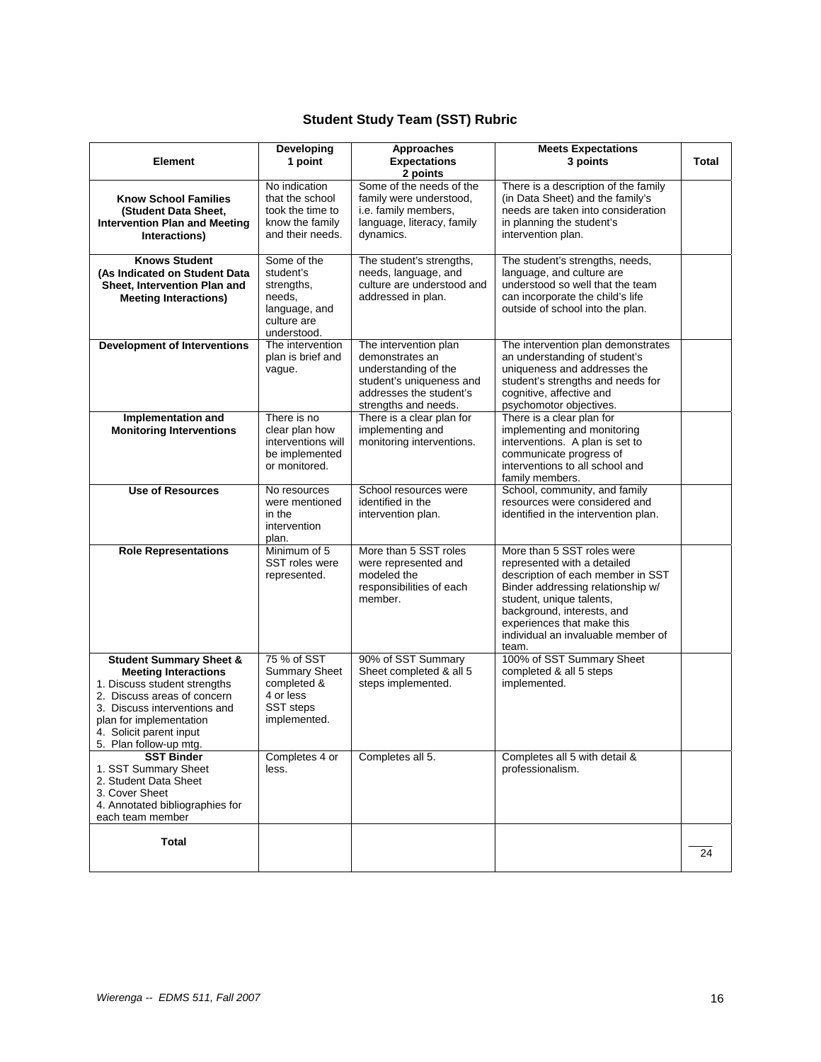## Student Study Team (SST) Rubric

| Element | Developing 1 point | Approaches Expectations 2 points | Meets Expectations 3 points | Total |
|---|---|---|---|---|
| **Know School Families (Student Data Sheet, Intervention Plan and Meeting Interactions)** | No indication that the school took the time to know the family and their needs. | Some of the needs of the family were understood, i.e. family members, language, literacy, family dynamics. | There is a description of the family (in Data Sheet) and the family's needs are taken into consideration in planning the student's intervention plan. | |
| **Knows Student (As Indicated on Student Data Sheet, Intervention Plan and Meeting Interactions)** | Some of the student's strengths, needs, language, and culture are understood. | The student's strengths, needs, language, and culture are understood and addressed in plan. | The student's strengths, needs, language, and culture are understood so well that the team can incorporate the child's life outside of school into the plan. | |
| **Development of Interventions** | The intervention plan is brief and vague. | The intervention plan demonstrates an understanding of the student's uniqueness and addresses the student's strengths and needs. | The intervention plan demonstrates an understanding of student's uniqueness and addresses the student's strengths and needs for cognitive, affective and psychomotor objectives. | |
| **Implementation and Monitoring Interventions** | There is no clear plan how interventions will be implemented or monitored. | There is a clear plan for implementing and monitoring interventions. | There is a clear plan for implementing and monitoring interventions. A plan is set to communicate progress of interventions to all school and family members. | |
| **Use of Resources** | No resources were mentioned in the intervention plan. | School resources were identified in the intervention plan. | School, community, and family resources were considered and identified in the intervention plan. | |
| **Role Representations** | Minimum of 5 SST roles were represented. | More than 5 SST roles were represented and modeled the responsibilities of each member. | More than 5 SST roles were represented with a detailed description of each member in SST Binder addressing relationship w/ student, unique talents, background, interests, and experiences that make this individual an invaluable member of team. | |
| **Student Summary Sheet & Meeting Interactions** 1. Discuss student strengths 2. Discuss areas of concern 3. Discuss interventions and plan for implementation 4. Solicit parent input 5. Plan follow-up mtg. | 75 % of SST Summary Sheet completed & 4 or less SST steps implemented. | 90% of SST Summary Sheet completed & all 5 steps implemented. | 100% of SST Summary Sheet completed & all 5 steps implemented. | |
| **SST Binder** 1. SST Summary Sheet 2. Student Data Sheet 3. Cover Sheet 4. Annotated bibliographies for each team member | Completes 4 or less. | Completes all 5. | Completes all 5 with detail & professionalism. | |
| **Total** | | | | ____ 24 |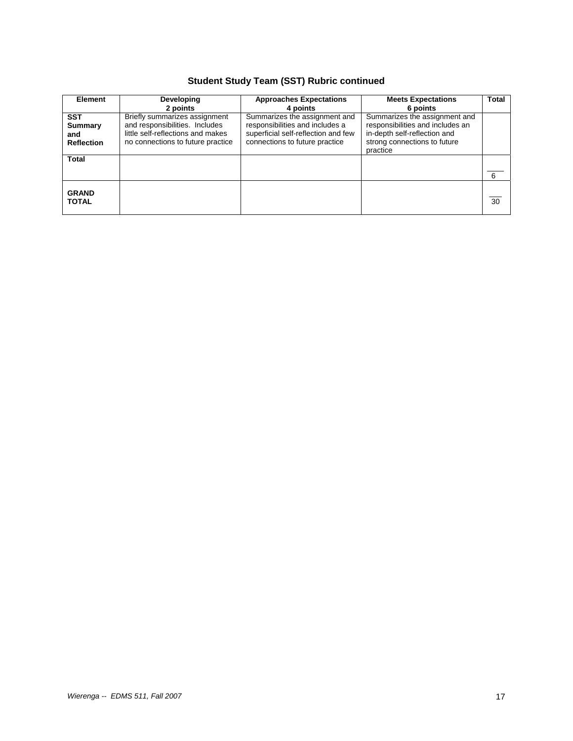### Student Study Team (SST) Rubric continued

| Element | Developing<br>2 points | Approaches Expectations<br>4 points | Meets Expectations<br>6 points | Total |
|---|---|---|---|---|
| **SST Summary and Reflection** | Briefly summarizes assignment and responsibilities. Includes little self-reflections and makes no connections to future practice | Summarizes the assignment and responsibilities and includes a superficial self-reflection and few connections to future practice | Summarizes the assignment and responsibilities and includes an in-depth self-reflection and strong connections to future practice | |
| **Total** | | | | ____ 6 |
| **GRAND TOTAL** | | | | ___ 30 |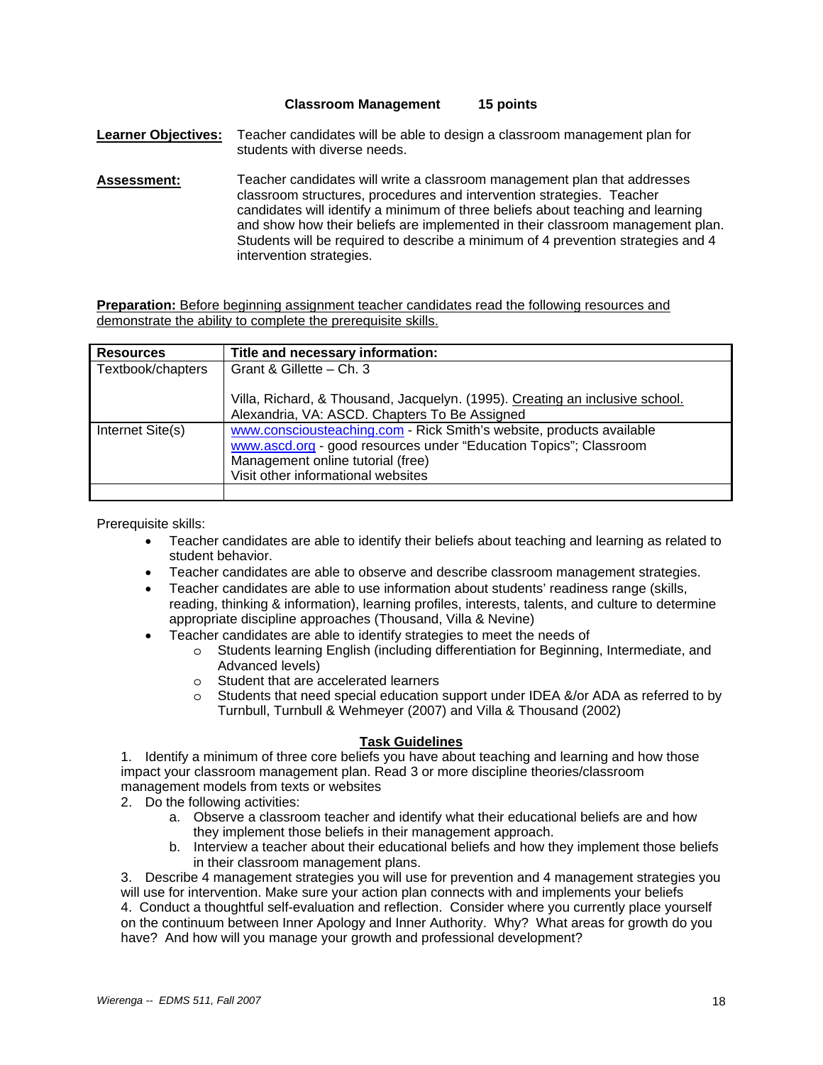## Classroom Management 15 points

**Learner Objectives:** Teacher candidates will be able to design a classroom management plan for students with diverse needs.

**Assessment:** Teacher candidates will write a classroom management plan that addresses classroom structures, procedures and intervention strategies. Teacher candidates will identify a minimum of three beliefs about teaching and learning and show how their beliefs are implemented in their classroom management plan. Students will be required to describe a minimum of 4 prevention strategies and 4 intervention strategies.

**Preparation:** Before beginning assignment teacher candidates read the following resources and demonstrate the ability to complete the prerequisite skills.

| Resources | Title and necessary information: |
|---|---|
| Textbook/chapters | Grant & Gillette – Ch. 3<br><br>Villa, Richard, & Thousand, Jacquelyn. (1995). Creating an inclusive school. Alexandria, VA: ASCD. Chapters To Be Assigned |
| Internet Site(s) | www.consciousteaching.com - Rick Smith's website, products available<br>www.ascd.org - good resources under "Education Topics"; Classroom Management online tutorial (free)<br>Visit other informational websites |
| | |

Prerequisite skills:

- Teacher candidates are able to identify their beliefs about teaching and learning as related to student behavior.
- Teacher candidates are able to observe and describe classroom management strategies.
- Teacher candidates are able to use information about students' readiness range (skills, reading, thinking & information), learning profiles, interests, talents, and culture to determine appropriate discipline approaches (Thousand, Villa & Nevine)
- Teacher candidates are able to identify strategies to meet the needs of
  - Students learning English (including differentiation for Beginning, Intermediate, and Advanced levels)
  - Student that are accelerated learners
  - Students that need special education support under IDEA &/or ADA as referred to by Turnbull, Turnbull & Wehmeyer (2007) and Villa & Thousand (2002)

### Task Guidelines

1. Identify a minimum of three core beliefs you have about teaching and learning and how those impact your classroom management plan. Read 3 or more discipline theories/classroom management models from texts or websites
2. Do the following activities:
   a. Observe a classroom teacher and identify what their educational beliefs are and how they implement those beliefs in their management approach.
   b. Interview a teacher about their educational beliefs and how they implement those beliefs in their classroom management plans.
3. Describe 4 management strategies you will use for prevention and 4 management strategies you will use for intervention. Make sure your action plan connects with and implements your beliefs
4. Conduct a thoughtful self-evaluation and reflection. Consider where you currently place yourself on the continuum between Inner Apology and Inner Authority. Why? What areas for growth do you have? And how will you manage your growth and professional development?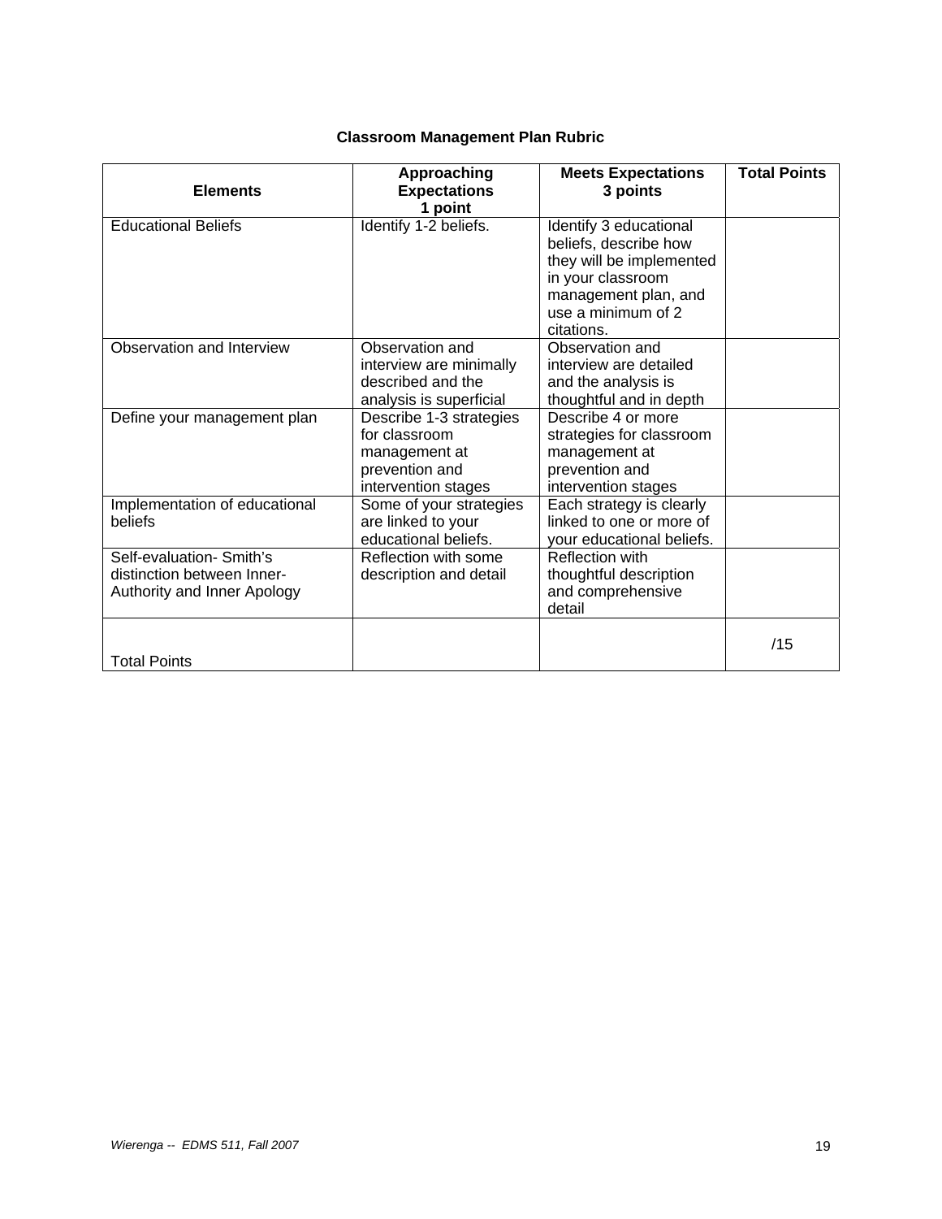**Classroom Management Plan Rubric**

| Elements | Approaching Expectations 1 point | Meets Expectations 3 points | Total Points |
|---|---|---|---|
| Educational Beliefs | Identify 1-2 beliefs. | Identify 3 educational beliefs, describe how they will be implemented in your classroom management plan, and use a minimum of 2 citations. | |
| Observation and Interview | Observation and interview are minimally described and the analysis is superficial | Observation and interview are detailed and the analysis is thoughtful and in depth | |
| Define your management plan | Describe 1-3 strategies for classroom management at prevention and intervention stages | Describe 4 or more strategies for classroom management at prevention and intervention stages | |
| Implementation of educational beliefs | Some of your strategies are linked to your educational beliefs. | Each strategy is clearly linked to one or more of your educational beliefs. | |
| Self-evaluation- Smith's distinction between Inner-Authority and Inner Apology | Reflection with some description and detail | Reflection with thoughtful description and comprehensive detail | |
| Total Points | | | /15 |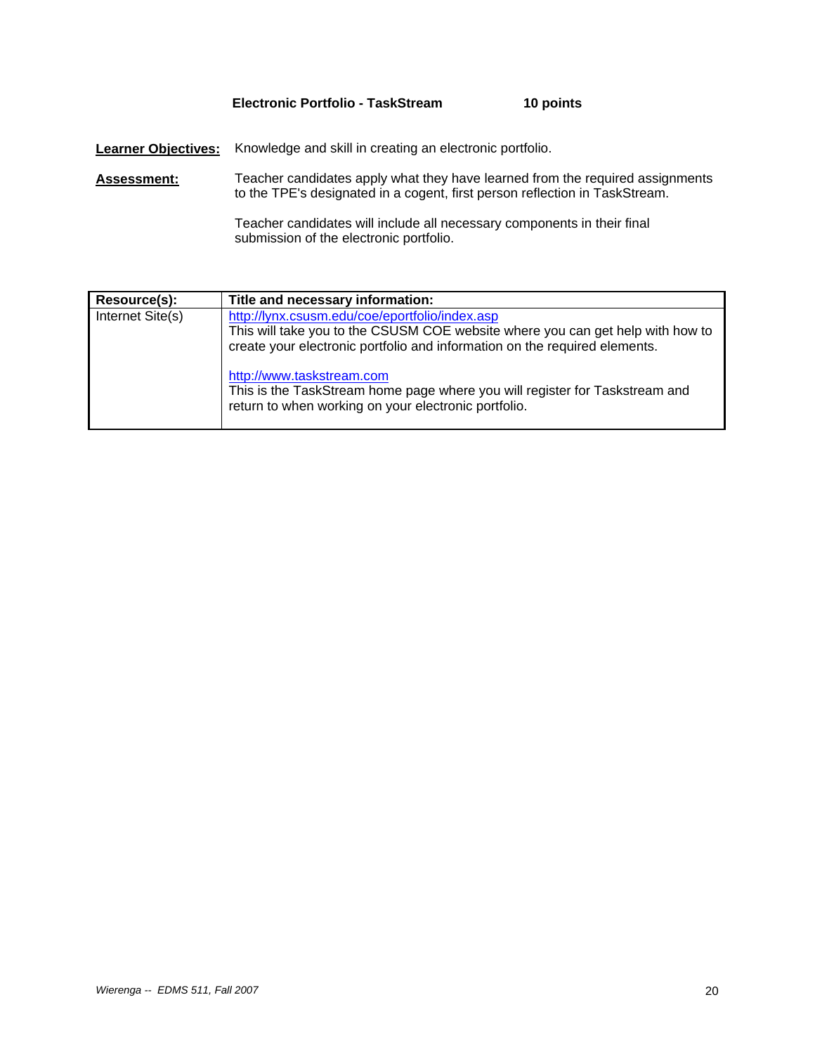**Electronic Portfolio - TaskStream 10 points**

**Learner Objectives:** Knowledge and skill in creating an electronic portfolio.

**Assessment:** Teacher candidates apply what they have learned from the required assignments to the TPE's designated in a cogent, first person reflection in TaskStream.

Teacher candidates will include all necessary components in their final submission of the electronic portfolio.

| Resource(s): | Title and necessary information: |
|---|---|
| Internet Site(s) | http://lynx.csusm.edu/coe/eportfolio/index.asp<br>This will take you to the CSUSM COE website where you can get help with how to create your electronic portfolio and information on the required elements.<br><br>http://www.taskstream.com<br>This is the TaskStream home page where you will register for Taskstream and return to when working on your electronic portfolio. |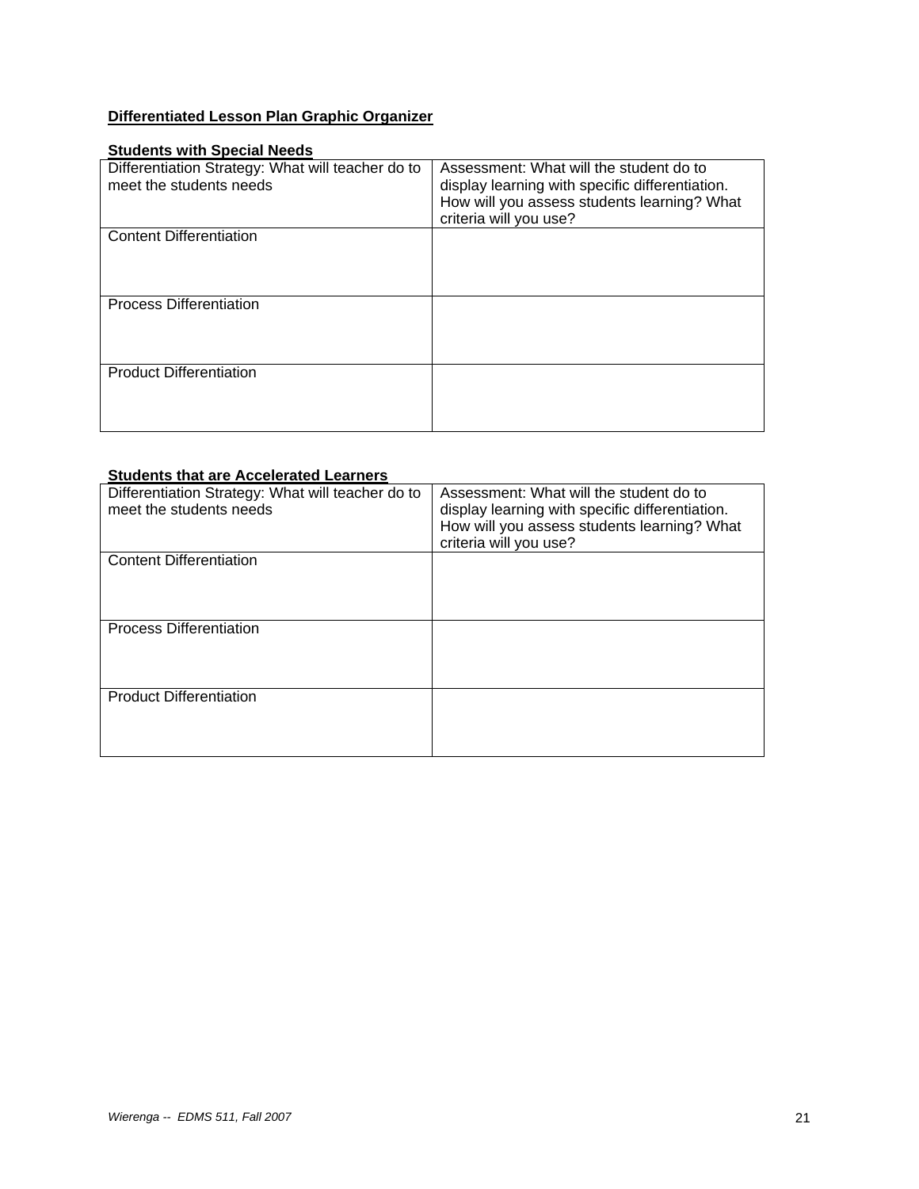**Differentiated Lesson Plan Graphic Organizer**

**Students with Special Needs**

| Differentiation Strategy: What will teacher do to meet the students needs | Assessment: What will the student do to display learning with specific differentiation. How will you assess students learning? What criteria will you use? |
|---|---|
| Content Differentiation | |
| Process Differentiation | |
| Product Differentiation | |

**Students that are Accelerated Learners**

| Differentiation Strategy: What will teacher do to meet the students needs | Assessment: What will the student do to display learning with specific differentiation. How will you assess students learning? What criteria will you use? |
|---|---|
| Content Differentiation | |
| Process Differentiation | |
| Product Differentiation | |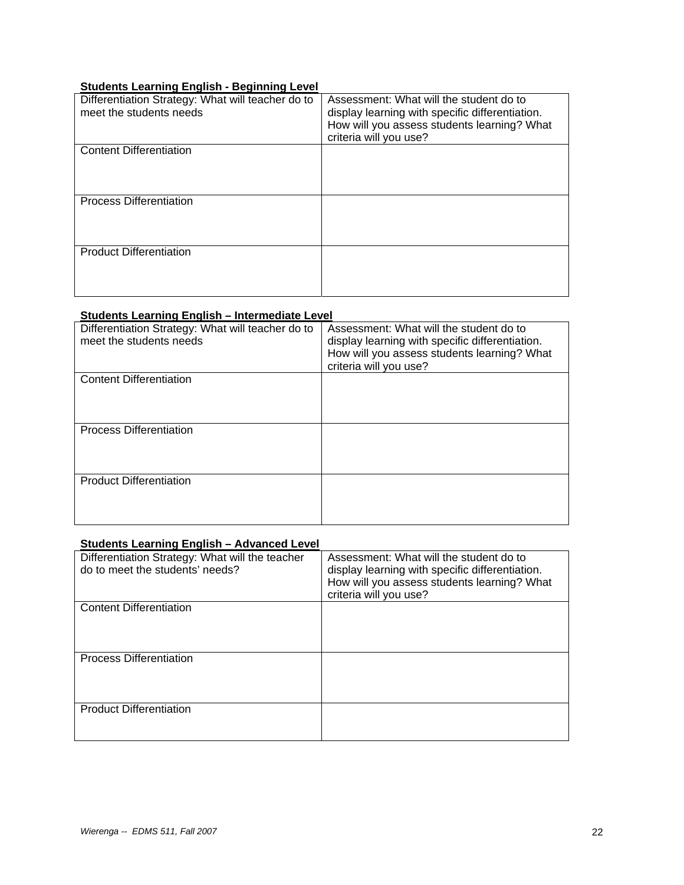**Students Learning English - Beginning Level**

| Differentiation Strategy: What will teacher do to meet the students needs | Assessment: What will the student do to display learning with specific differentiation. How will you assess students learning? What criteria will you use? |
|---|---|
| Content Differentiation | |
| Process Differentiation | |
| Product Differentiation | |

**Students Learning English – Intermediate Level**

| Differentiation Strategy: What will teacher do to meet the students needs | Assessment: What will the student do to display learning with specific differentiation. How will you assess students learning? What criteria will you use? |
|---|---|
| Content Differentiation | |
| Process Differentiation | |
| Product Differentiation | |

**Students Learning English – Advanced Level**

| Differentiation Strategy: What will the teacher do to meet the students' needs? | Assessment: What will the student do to display learning with specific differentiation. How will you assess students learning? What criteria will you use? |
|---|---|
| Content Differentiation | |
| Process Differentiation | |
| Product Differentiation | |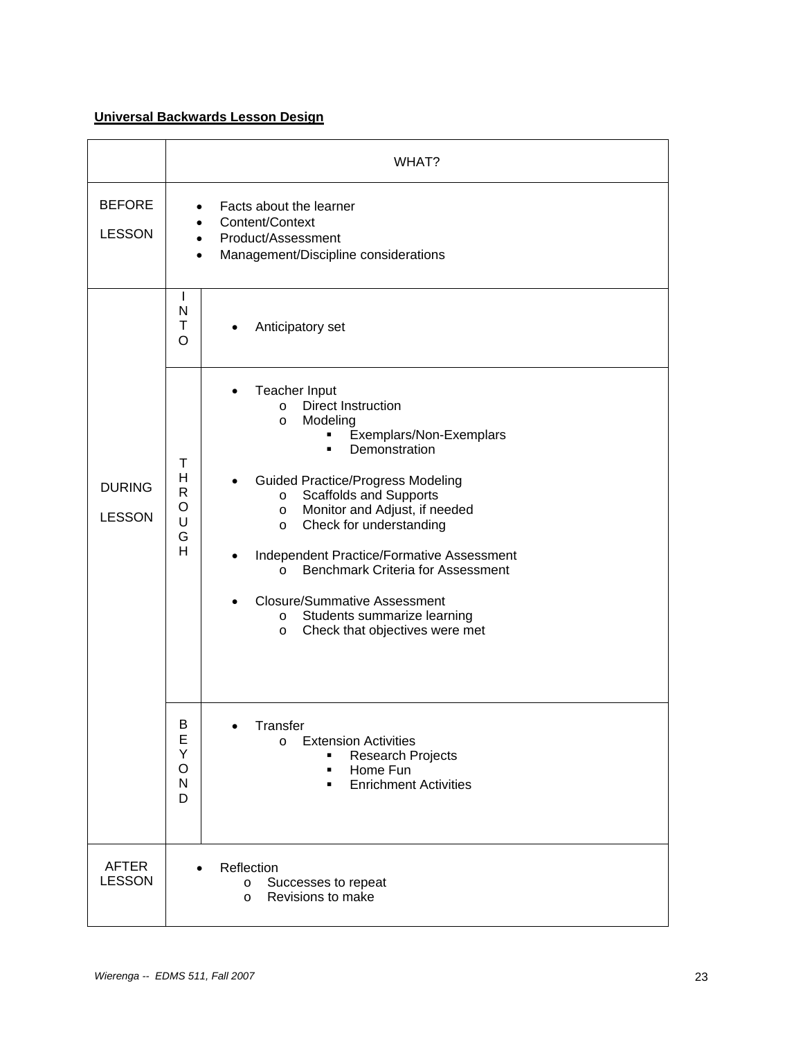**Universal Backwards Lesson Design**

| | | WHAT? |
|---|---|---|
| BEFORE LESSON | | • Facts about the learner<br>• Content/Context<br>• Product/Assessment<br>• Management/Discipline considerations |
| DURING LESSON | INTO | • Anticipatory set |
| | THROUGH | • Teacher Input<br>&nbsp;&nbsp;o Direct Instruction<br>&nbsp;&nbsp;o Modeling<br>&nbsp;&nbsp;&nbsp;&nbsp;▪ Exemplars/Non-Exemplars<br>&nbsp;&nbsp;&nbsp;&nbsp;▪ Demonstration<br>• Guided Practice/Progress Modeling<br>&nbsp;&nbsp;o Scaffolds and Supports<br>&nbsp;&nbsp;o Monitor and Adjust, if needed<br>&nbsp;&nbsp;o Check for understanding<br>• Independent Practice/Formative Assessment<br>&nbsp;&nbsp;o Benchmark Criteria for Assessment<br>• Closure/Summative Assessment<br>&nbsp;&nbsp;o Students summarize learning<br>&nbsp;&nbsp;o Check that objectives were met |
| | BEYOND | • Transfer<br>&nbsp;&nbsp;o Extension Activities<br>&nbsp;&nbsp;&nbsp;&nbsp;▪ Research Projects<br>&nbsp;&nbsp;&nbsp;&nbsp;▪ Home Fun<br>&nbsp;&nbsp;&nbsp;&nbsp;▪ Enrichment Activities |
| AFTER LESSON | | • Reflection<br>&nbsp;&nbsp;o Successes to repeat<br>&nbsp;&nbsp;o Revisions to make |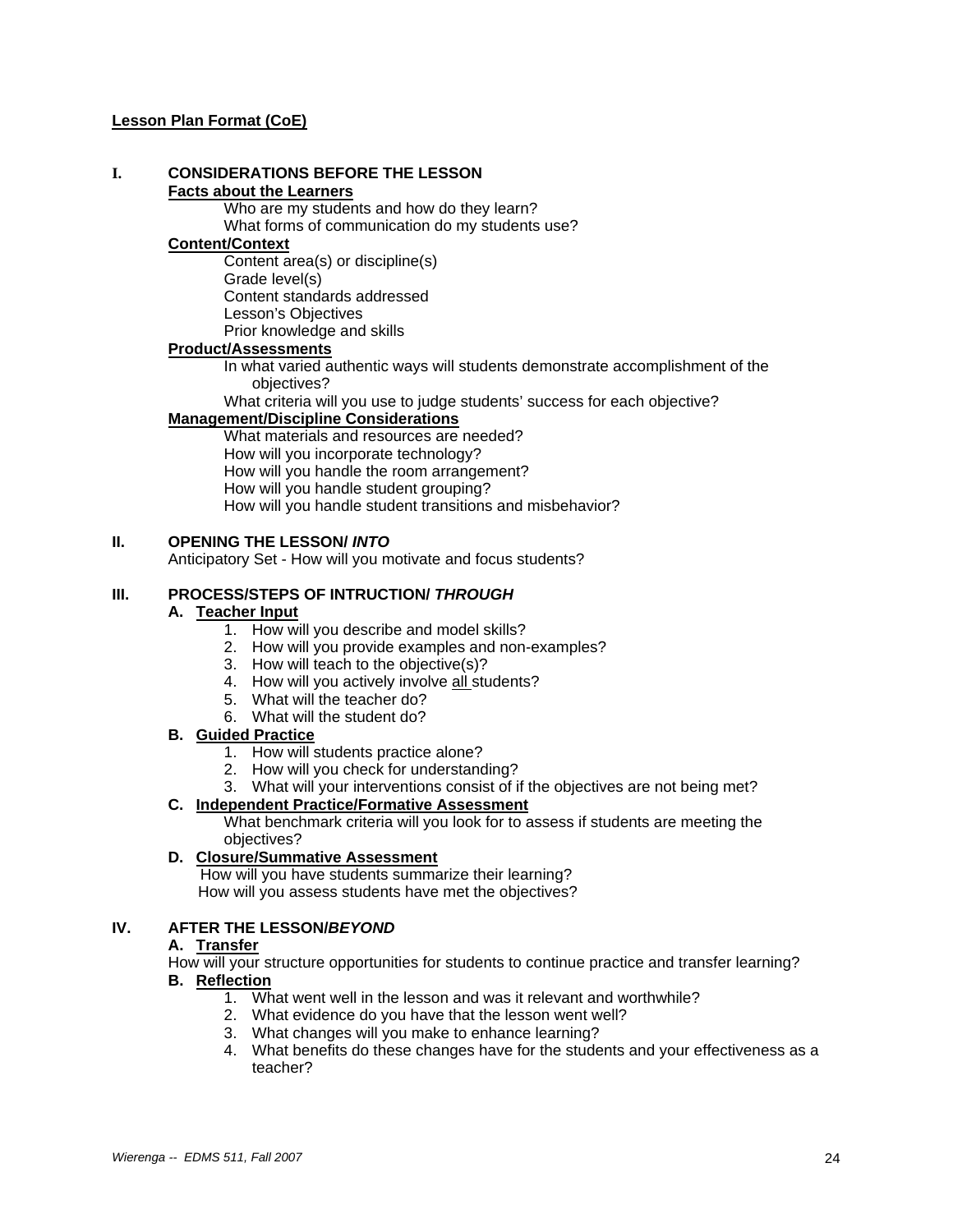**Lesson Plan Format (CoE)**

## I. CONSIDERATIONS BEFORE THE LESSON

**Facts about the Learners**

Who are my students and how do they learn?
What forms of communication do my students use?

**Content/Context**

Content area(s) or discipline(s)
Grade level(s)
Content standards addressed
Lesson's Objectives
Prior knowledge and skills

**Product/Assessments**

In what varied authentic ways will students demonstrate accomplishment of the objectives?
What criteria will you use to judge students' success for each objective?

**Management/Discipline Considerations**

What materials and resources are needed?
How will you incorporate technology?
How will you handle the room arrangement?
How will you handle student grouping?
How will you handle student transitions and misbehavior?

## II. OPENING THE LESSON/ *INTO*

Anticipatory Set - How will you motivate and focus students?

## III. PROCESS/STEPS OF INTRUCTION/ *THROUGH*

**A. Teacher Input**

1. How will you describe and model skills?
2. How will you provide examples and non-examples?
3. How will teach to the objective(s)?
4. How will you actively involve all students?
5. What will the teacher do?
6. What will the student do?

**B. Guided Practice**

1. How will students practice alone?
2. How will you check for understanding?
3. What will your interventions consist of if the objectives are not being met?

**C. Independent Practice/Formative Assessment**

What benchmark criteria will you look for to assess if students are meeting the objectives?

**D. Closure/Summative Assessment**

How will you have students summarize their learning?
How will you assess students have met the objectives?

## IV. AFTER THE LESSON/*BEYOND*

**A. Transfer**

How will your structure opportunities for students to continue practice and transfer learning?

**B. Reflection**

1. What went well in the lesson and was it relevant and worthwhile?
2. What evidence do you have that the lesson went well?
3. What changes will you make to enhance learning?
4. What benefits do these changes have for the students and your effectiveness as a teacher?